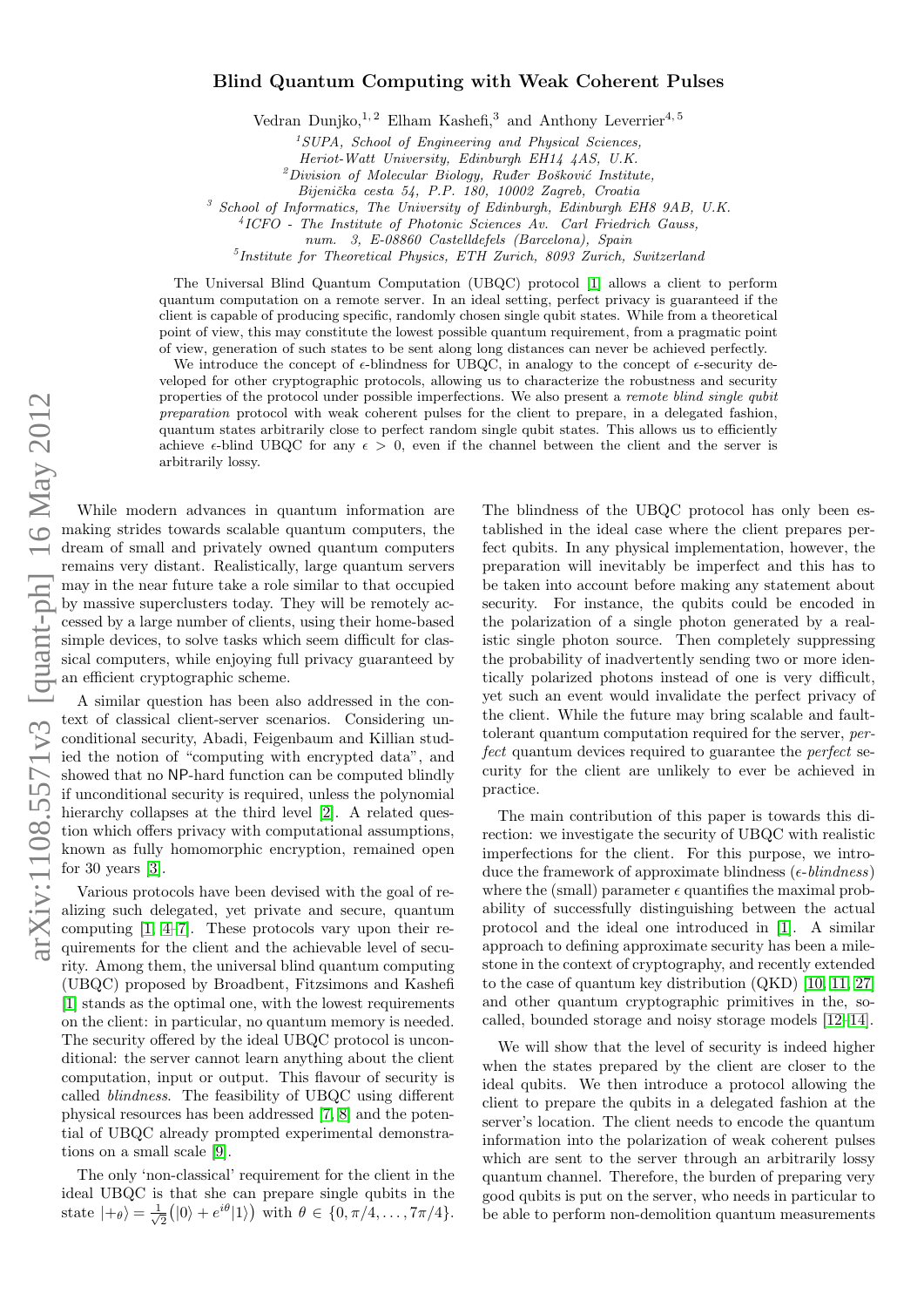# Blind Quantum Computing with Weak Coherent Pulses

Vedran Dunjko,[1,2] Elham Kashefi,[3] and Anthony Leverrier[4,5]

[1]SUPA, School of Engineering and Physical Sciences, Heriot-Watt University, Edinburgh EH14 4AS, U.K.

[2]Division of Molecular Biology, Ruđer Bošković Institute, Bijenička cesta 54, P.P. 180, 10002 Zagreb, Croatia

[3] School of Informatics, The University of Edinburgh, Edinburgh EH8 9AB, U.K.

[4]ICFO - The Institute of Photonic Sciences Av. Carl Friedrich Gauss, num. 3, E-08860 Castelldefels (Barcelona), Spain

[5]Institute for Theoretical Physics, ETH Zurich, 8093 Zurich, Switzerland

The Universal Blind Quantum Computation (UBQC) protocol [1] allows a client to perform quantum computation on a remote server. In an ideal setting, perfect privacy is guaranteed if the client is capable of producing specific, randomly chosen single qubit states. While from a theoretical point of view, this may constitute the lowest possible quantum requirement, from a pragmatic point of view, generation of such states to be sent along long distances can never be achieved perfectly.

We introduce the concept of $\epsilon$-blindness for UBQC, in analogy to the concept of $\epsilon$-security developed for other cryptographic protocols, allowing us to characterize the robustness and security properties of the protocol under possible imperfections. We also present a *remote blind single qubit preparation* protocol with weak coherent pulses for the client to prepare, in a delegated fashion, quantum states arbitrarily close to perfect random single qubit states. This allows us to efficiently achieve $\epsilon$-blind UBQC for any $\epsilon > 0$, even if the channel between the client and the server is arbitrarily lossy.

While modern advances in quantum information are making strides towards scalable quantum computers, the dream of small and privately owned quantum computers remains very distant. Realistically, large quantum servers may in the near future take a role similar to that occupied by massive superclusters today. They will be remotely accessed by a large number of clients, using their home-based simple devices, to solve tasks which seem difficult for classical computers, while enjoying full privacy guaranteed by an efficient cryptographic scheme.

A similar question has been also addressed in the context of classical client-server scenarios. Considering unconditional security, Abadi, Feigenbaum and Killian studied the notion of "computing with encrypted data", and showed that no NP-hard function can be computed blindly if unconditional security is required, unless the polynomial hierarchy collapses at the third level [2]. A related question which offers privacy with computational assumptions, known as fully homomorphic encryption, remained open for 30 years [3].

Various protocols have been devised with the goal of realizing such delegated, yet private and secure, quantum computing [1, 4–7]. These protocols vary upon their requirements for the client and the achievable level of security. Among them, the universal blind quantum computing (UBQC) proposed by Broadbent, Fitzsimons and Kashefi [1] stands as the optimal one, with the lowest requirements on the client: in particular, no quantum memory is needed. The security offered by the ideal UBQC protocol is unconditional: the server cannot learn anything about the client computation, input or output. This flavour of security is called *blindness*. The feasibility of UBQC using different physical resources has been addressed [7, 8] and the potential of UBQC already prompted experimental demonstrations on a small scale [9].

The only 'non-classical' requirement for the client in the ideal UBQC is that she can prepare single qubits in the state $|+_\theta\rangle = \frac{1}{\sqrt{2}}\big(|0\rangle + e^{i\theta}|1\rangle\big)$ with $\theta \in \{0, \pi/4, \ldots, 7\pi/4\}$. The blindness of the UBQC protocol has only been established in the ideal case where the client prepares perfect qubits. In any physical implementation, however, the preparation will inevitably be imperfect and this has to be taken into account before making any statement about security. For instance, the qubits could be encoded in the polarization of a single photon generated by a realistic single photon source. Then completely suppressing the probability of inadvertently sending two or more identically polarized photons instead of one is very difficult, yet such an event would invalidate the perfect privacy of the client. While the future may bring scalable and fault-tolerant quantum computation required for the server, *perfect* quantum devices required to guarantee the *perfect* security for the client are unlikely to ever be achieved in practice.

The main contribution of this paper is towards this direction: we investigate the security of UBQC with realistic imperfections for the client. For this purpose, we introduce the framework of approximate blindness ($\epsilon$-*blindness*) where the (small) parameter $\epsilon$ quantifies the maximal probability of successfully distinguishing between the actual protocol and the ideal one introduced in [1]. A similar approach to defining approximate security has been a milestone in the context of cryptography, and recently extended to the case of quantum key distribution (QKD) [10, 11, 27] and other quantum cryptographic primitives in the, so-called, bounded storage and noisy storage models [12–14].

We will show that the level of security is indeed higher when the states prepared by the client are closer to the ideal qubits. We then introduce a protocol allowing the client to prepare the qubits in a delegated fashion at the server's location. The client needs to encode the quantum information into the polarization of weak coherent pulses which are sent to the server through an arbitrarily lossy quantum channel. Therefore, the burden of preparing very good qubits is put on the server, who needs in particular to be able to perform non-demolition quantum measurements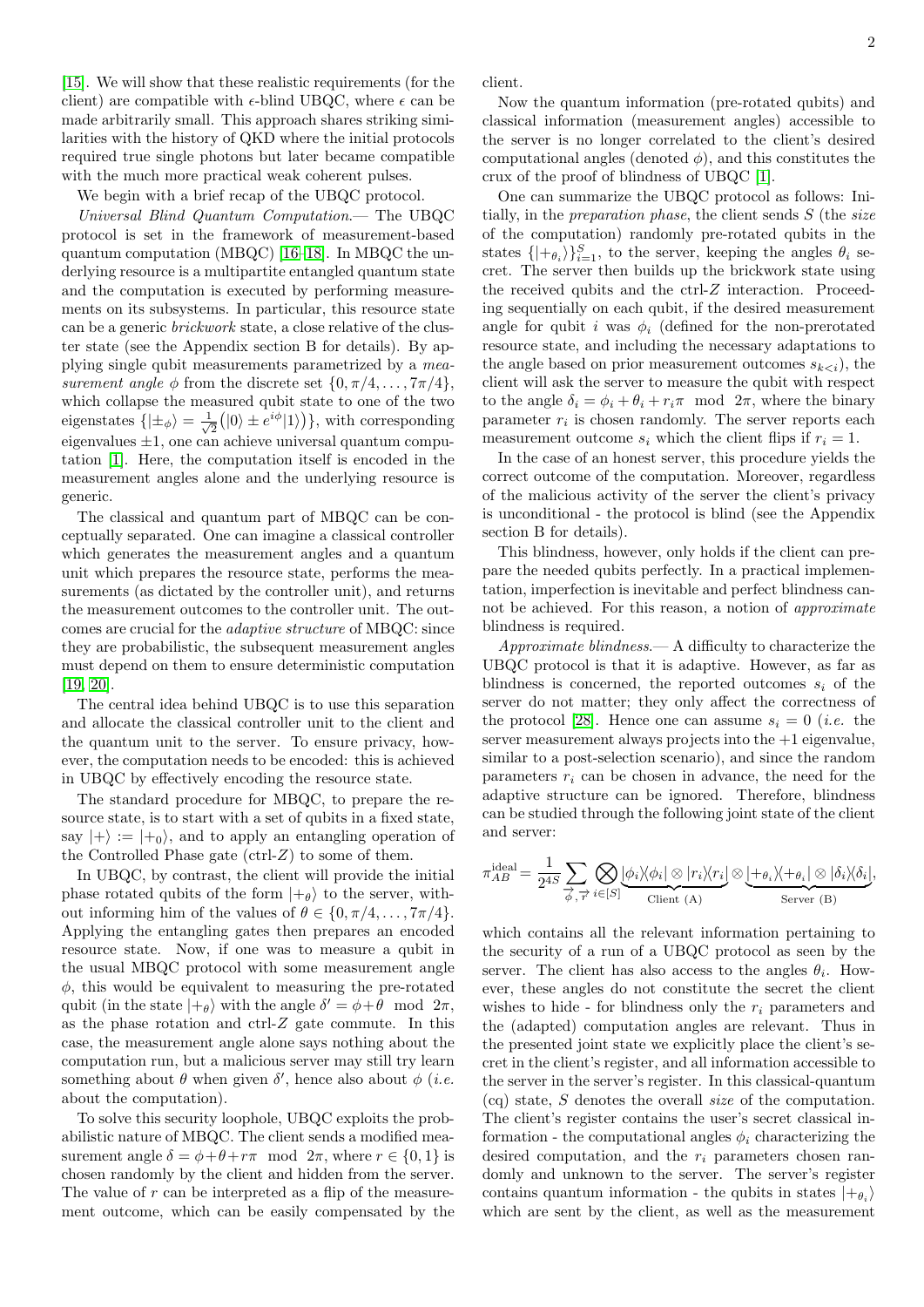[15]. We will show that these realistic requirements (for the client) are compatible with $\epsilon$-blind UBQC, where $\epsilon$ can be made arbitrarily small. This approach shares striking similarities with the history of QKD where the initial protocols required true single photons but later became compatible with the much more practical weak coherent pulses.

We begin with a brief recap of the UBQC protocol.

*Universal Blind Quantum Computation.*— The UBQC protocol is set in the framework of measurement-based quantum computation (MBQC) [16–18]. In MBQC the underlying resource is a multipartite entangled quantum state and the computation is executed by performing measurements on its subsystems. In particular, this resource state can be a generic *brickwork* state, a close relative of the cluster state (see the Appendix section B for details). By applying single qubit measurements parametrized by a *measurement angle* $\phi$ from the discrete set $\{0, \pi/4, \ldots, 7\pi/4\}$, which collapse the measured qubit state to one of the two eigenstates $\{|\pm_\phi\rangle = \frac{1}{\sqrt{2}}(|0\rangle \pm e^{i\phi}|1\rangle)\}$, with corresponding eigenvalues $\pm 1$, one can achieve universal quantum computation [1]. Here, the computation itself is encoded in the measurement angles alone and the underlying resource is generic.

The classical and quantum part of MBQC can be conceptually separated. One can imagine a classical controller which generates the measurement angles and a quantum unit which prepares the resource state, performs the measurements (as dictated by the controller unit), and returns the measurement outcomes to the controller unit. The outcomes are crucial for the *adaptive structure* of MBQC: since they are probabilistic, the subsequent measurement angles must depend on them to ensure deterministic computation [19, 20].

The central idea behind UBQC is to use this separation and allocate the classical controller unit to the client and the quantum unit to the server. To ensure privacy, however, the computation needs to be encoded: this is achieved in UBQC by effectively encoding the resource state.

The standard procedure for MBQC, to prepare the resource state, is to start with a set of qubits in a fixed state, say $|+\rangle := |+_0\rangle$, and to apply an entangling operation of the Controlled Phase gate (ctrl-$Z$) to some of them.

In UBQC, by contrast, the client will provide the initial phase rotated qubits of the form $|+_\theta\rangle$ to the server, without informing him of the values of $\theta \in \{0, \pi/4, \ldots, 7\pi/4\}$. Applying the entangling gates then prepares an encoded resource state. Now, if one was to measure a qubit in the usual MBQC protocol with some measurement angle $\phi$, this would be equivalent to measuring the pre-rotated qubit (in the state $|+_\theta\rangle$ with the angle $\delta' = \phi + \theta \mod 2\pi$, as the phase rotation and ctrl-$Z$ gate commute. In this case, the measurement angle alone says nothing about the computation run, but a malicious server may still try learn something about $\theta$ when given $\delta'$, hence also about $\phi$ (*i.e.* about the computation).

To solve this security loophole, UBQC exploits the probabilistic nature of MBQC. The client sends a modified measurement angle $\delta = \phi + \theta + r\pi \mod 2\pi$, where $r \in \{0, 1\}$ is chosen randomly by the client and hidden from the server. The value of $r$ can be interpreted as a flip of the measurement outcome, which can be easily compensated by the client.

Now the quantum information (pre-rotated qubits) and classical information (measurement angles) accessible to the server is no longer correlated to the client's desired computational angles (denoted $\phi$), and this constitutes the crux of the proof of blindness of UBQC [1].

One can summarize the UBQC protocol as follows: Initially, in the *preparation phase*, the client sends $S$ (the *size* of the computation) randomly pre-rotated qubits in the states $\{|+_{\theta_i}\rangle\}_{i=1}^{S}$, to the server, keeping the angles $\theta_i$ secret. The server then builds up the brickwork state using the received qubits and the ctrl-$Z$ interaction. Proceeding sequentially on each qubit, if the desired measurement angle for qubit $i$ was $\phi_i$ (defined for the non-prerotated resource state, and including the necessary adaptations to the angle based on prior measurement outcomes $s_{k<i}$), the client will ask the server to measure the qubit with respect to the angle $\delta_i = \phi_i + \theta_i + r_i\pi \mod 2\pi$, where the binary parameter $r_i$ is chosen randomly. The server reports each measurement outcome $s_i$ which the client flips if $r_i = 1$.

In the case of an honest server, this procedure yields the correct outcome of the computation. Moreover, regardless of the malicious activity of the server the client's privacy is unconditional - the protocol is blind (see the Appendix section B for details).

This blindness, however, only holds if the client can prepare the needed qubits perfectly. In a practical implementation, imperfection is inevitable and perfect blindness cannot be achieved. For this reason, a notion of *approximate* blindness is required.

*Approximate blindness.*— A difficulty to characterize the UBQC protocol is that it is adaptive. However, as far as blindness is concerned, the reported outcomes $s_i$ of the server do not matter; they only affect the correctness of the protocol [28]. Hence one can assume $s_i = 0$ (*i.e.* the server measurement always projects into the $+1$ eigenvalue, similar to a post-selection scenario), and since the random parameters $r_i$ can be chosen in advance, the need for the adaptive structure can be ignored. Therefore, blindness can be studied through the following joint state of the client and server:

$$\pi_{AB}^{\text{ideal}} = \frac{1}{2^{4S}} \sum_{\vec{\phi}, \vec{r}} \bigotimes_{i \in [S]} \underbrace{|\phi_i\rangle\langle\phi_i| \otimes |r_i\rangle\langle r_i|}_{\text{Client (A)}} \otimes \underbrace{|+_{\theta_i}\rangle\langle+_{\theta_i}| \otimes |\delta_i\rangle\langle\delta_i|}_{\text{Server (B)}},$$

which contains all the relevant information pertaining to the security of a run of a UBQC protocol as seen by the server. The client has also access to the angles $\theta_i$. However, these angles do not constitute the secret the client wishes to hide - for blindness only the $r_i$ parameters and the (adapted) computation angles are relevant. Thus in the presented joint state we explicitly place the client's secret in the client's register, and all information accessible to the server in the server's register. In this classical-quantum (cq) state, $S$ denotes the overall *size* of the computation. The client's register contains the user's secret classical information - the computational angles $\phi_i$ characterizing the desired computation, and the $r_i$ parameters chosen randomly and unknown to the server. The server's register contains quantum information - the qubits in states $|+_{\theta_i}\rangle$ which are sent by the client, as well as the measurement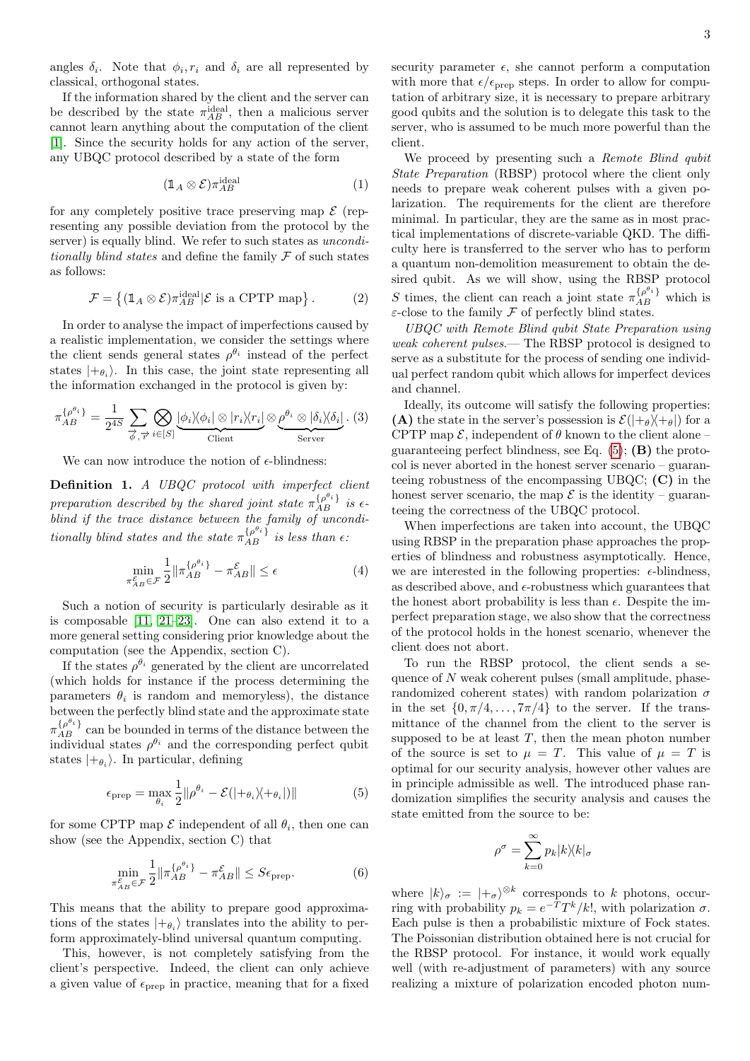angles $\delta_i$. Note that $\phi_i, r_i$ and $\delta_i$ are all represented by classical, orthogonal states.

If the information shared by the client and the server can be described by the state $\pi_{AB}^{\text{ideal}}$, then a malicious server cannot learn anything about the computation of the client [1]. Since the security holds for any action of the server, any UBQC protocol described by a state of the form

$$(\mathbb{1}_A \otimes \mathcal{E})\pi_{AB}^{\text{ideal}} \tag{1}$$

for any completely positive trace preserving map $\mathcal{E}$ (representing any possible deviation from the protocol by the server) is equally blind. We refer to such states as *unconditionally blind states* and define the family $\mathcal{F}$ of such states as follows:

$$\mathcal{F} = \left\{(\mathbb{1}_A \otimes \mathcal{E})\pi_{AB}^{\text{ideal}} | \mathcal{E} \text{ is a CPTP map}\right\}. \tag{2}$$

In order to analyse the impact of imperfections caused by a realistic implementation, we consider the settings where the client sends general states $\rho^{\theta_i}$ instead of the perfect states $|+_{\theta_i}\rangle$. In this case, the joint state representing all the information exchanged in the protocol is given by:

$$\pi_{AB}^{\{\rho^{\theta_i}\}} = \frac{1}{2^{4S}} \sum_{\vec{\phi},\vec{r}} \bigotimes_{i\in[S]} \underbrace{|\phi_i\rangle\langle\phi_i| \otimes |r_i\rangle\langle r_i|}_{\text{Client}} \otimes \underbrace{\rho^{\theta_i} \otimes |\delta_i\rangle\langle\delta_i|}_{\text{Server}}. \tag{3}$$

We can now introduce the notion of $\epsilon$-blindness:

**Definition 1.** *A UBQC protocol with imperfect client preparation described by the shared joint state $\pi_{AB}^{\{\rho^{\theta_i}\}}$ is $\epsilon$-blind if the trace distance between the family of unconditionally blind states and the state $\pi_{AB}^{\{\rho^{\theta_i}\}}$ is less than $\epsilon$:*

$$\min_{\pi_{AB}^{\mathcal{E}} \in \mathcal{F}} \frac{1}{2}\|\pi_{AB}^{\{\rho^{\theta_i}\}} - \pi_{AB}^{\mathcal{E}}\| \leq \epsilon \tag{4}$$

Such a notion of security is particularly desirable as it is composable [11, 21–23]. One can also extend it to a more general setting considering prior knowledge about the computation (see the Appendix, section C).

If the states $\rho^{\theta_i}$ generated by the client are uncorrelated (which holds for instance if the process determining the parameters $\theta_i$ is random and memoryless), the distance between the perfectly blind states and the approximate state $\pi_{AB}^{\{\rho^{\theta_i}\}}$ can be bounded in terms of the distance between the individual states $\rho^{\theta_i}$ and the corresponding perfect qubit states $|+_{\theta_i}\rangle$. In particular, defining

$$\epsilon_{\text{prep}} = \max_{\theta_i} \frac{1}{2}\|\rho^{\theta_i} - \mathcal{E}(|+_{\theta_i}\rangle\langle+_{\theta_i}|)\| \tag{5}$$

for some CPTP map $\mathcal{E}$ independent of all $\theta_i$, then one can show (see the Appendix, section C) that

$$\min_{\pi_{AB}^{\mathcal{E}} \in \mathcal{F}} \frac{1}{2}\|\pi_{AB}^{\{\rho^{\theta_i}\}} - \pi_{AB}^{\mathcal{E}}\| \leq S\epsilon_{\text{prep}}. \tag{6}$$

This means that the ability to prepare good approximations of the states $|+_{\theta_i}\rangle$ translates into the ability to perform approximately-blind universal quantum computing.

This, however, is not completely satisfying from the client's perspective. Indeed, the client can only achieve a given value of $\epsilon_{\text{prep}}$ in practice, meaning that for a fixed security parameter $\epsilon$, she cannot perform a computation with more that $\epsilon/\epsilon_{\text{prep}}$ steps. In order to allow for computation of arbitrary size, it is necessary to prepare arbitrary good qubits and the solution is to delegate this task to the server, who is assumed to be much more powerful than the client.

We proceed by presenting such a *Remote Blind qubit State Preparation* (RBSP) protocol where the client only needs to prepare weak coherent pulses with a given polarization. The requirements for the client are therefore minimal. In particular, they are the same as in most practical implementations of discrete-variable QKD. The difficulty here is transferred to the server who has to perform a quantum non-demolition measurement to obtain the desired qubit. As we will show, using the RBSP protocol $S$ times, the client can reach a joint state $\pi_{AB}^{\{\rho^{\theta_i}\}}$ which is $\varepsilon$-close to the family $\mathcal{F}$ of perfectly blind states.

*UBQC with Remote Blind qubit State Preparation using weak coherent pulses.*— The RBSP protocol is designed to serve as a substitute for the process of sending one individual perfect random qubit which allows for imperfect devices and channel.

Ideally, its outcome will satisfy the following properties: **(A)** the state in the server's possession is $\mathcal{E}(|+_\theta\rangle\langle+_\theta|)$ for a CPTP map $\mathcal{E}$, independent of $\theta$ known to the client alone – guaranteeing perfect blindness, see Eq. (5); **(B)** the protocol is never aborted in the honest server scenario – guaranteeing robustness of the encompassing UBQC; **(C)** in the honest server scenario, the map $\mathcal{E}$ is the identity – guaranteeing the correctness of the UBQC protocol.

When imperfections are taken into account, the UBQC using RBSP in the preparation phase approaches the properties of blindness and robustness asymptotically. Hence, we are interested in the following properties: $\epsilon$-blindness, as described above, and $\epsilon$-robustness which guarantees that the honest abort probability is less than $\epsilon$. Despite the imperfect preparation stage, we also show that the correctness of the protocol holds in the honest scenario, whenever the client does not abort.

To run the RBSP protocol, the client sends a sequence of $N$ weak coherent pulses (small amplitude, phase-randomized coherent states) with random polarization $\sigma$ in the set $\{0, \pi/4, \ldots, 7\pi/4\}$ to the server. If the transmittance of the channel from the client to the server is supposed to be at least $T$, then the mean photon number of the source is set to $\mu = T$. This value of $\mu = T$ is optimal for our security analysis, however other values are in principle admissible as well. The introduced phase randomization simplifies the security analysis and causes the state emitted from the source to be:

$$\rho^\sigma = \sum_{k=0}^{\infty} p_k |k\rangle\langle k|_\sigma$$

where $|k\rangle_\sigma := |+_\sigma\rangle^{\otimes k}$ corresponds to $k$ photons, occurring with probability $p_k = e^{-T}T^k/k!$, with polarization $\sigma$. Each pulse is then a probabilistic mixture of Fock states. The Poissonian distribution obtained here is not crucial for the RBSP protocol. For instance, it would work equally well (with re-adjustment of parameters) with any source realizing a mixture of polarization encoded photon num-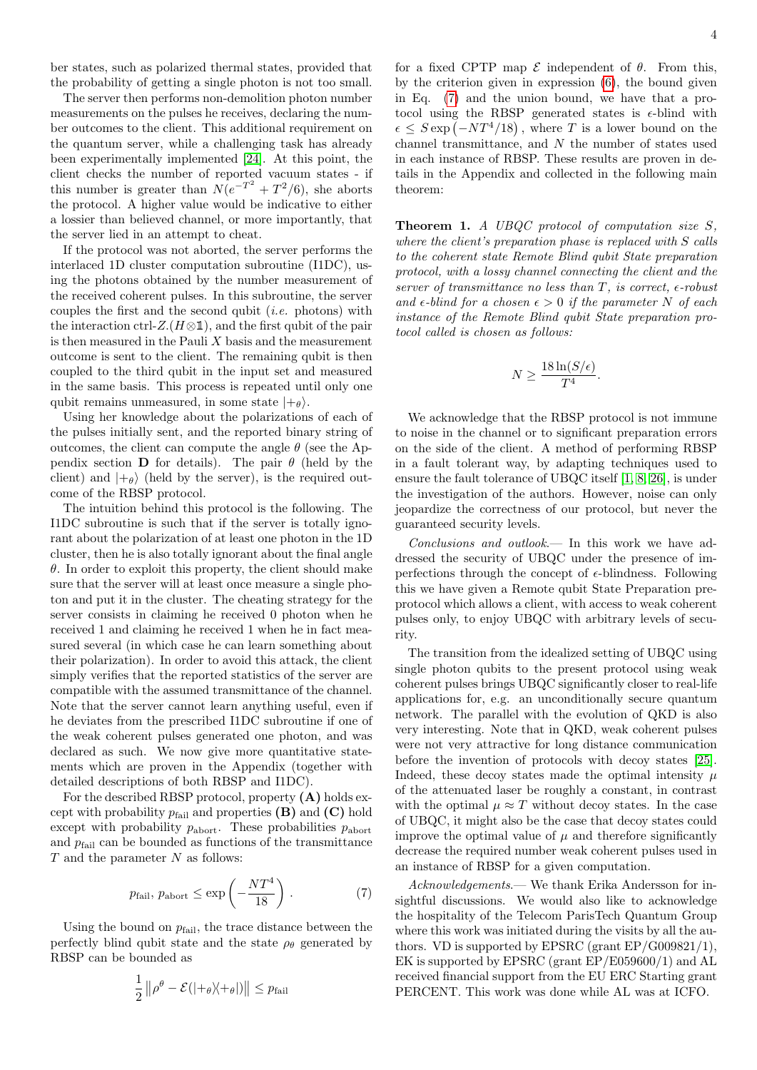ber states, such as polarized thermal states, provided that the probability of getting a single photon is not too small.

The server then performs non-demolition photon number measurements on the pulses he receives, declaring the number outcomes to the client. This additional requirement on the quantum server, while a challenging task has already been experimentally implemented [24]. At this point, the client checks the number of reported vacuum states - if this number is greater than $N(e^{-T^2} + T^2/6)$, she aborts the protocol. A higher value would be indicative to either a lossier than believed channel, or more importantly, that the server lied in an attempt to cheat.

If the protocol was not aborted, the server performs the interlaced 1D cluster computation subroutine (I1DC), using the photons obtained by the number measurement of the received coherent pulses. In this subroutine, the server couples the first and the second qubit (*i.e.* photons) with the interaction ctrl-$Z.(H\otimes\mathbb{1})$, and the first qubit of the pair is then measured in the Pauli $X$ basis and the measurement outcome is sent to the client. The remaining qubit is then coupled to the third qubit in the input set and measured in the same basis. This process is repeated until only one qubit remains unmeasured, in some state $|+_\theta\rangle$.

Using her knowledge about the polarizations of each of the pulses initially sent, and the reported binary string of outcomes, the client can compute the angle $\theta$ (see the Appendix section **D** for details). The pair $\theta$ (held by the client) and $|+_\theta\rangle$ (held by the server), is the required outcome of the RBSP protocol.

The intuition behind this protocol is the following. The I1DC subroutine is such that if the server is totally ignorant about the polarization of at least one photon in the 1D cluster, then he is also totally ignorant about the final angle $\theta$. In order to exploit this property, the client should make sure that the server will at least once measure a single photon and put it in the cluster. The cheating strategy for the server consists in claiming he received 0 photon when he received 1 and claiming he received 1 when he in fact measured several (in which case he can learn something about their polarization). In order to avoid this attack, the client simply verifies that the reported statistics of the server are compatible with the assumed transmittance of the channel. Note that the server cannot learn anything useful, even if he deviates from the prescribed I1DC subroutine if one of the weak coherent pulses generated one photon, and was declared as such. We now give more quantitative statements which are proven in the Appendix (together with detailed descriptions of both RBSP and I1DC).

For the described RBSP protocol, property **(A)** holds except with probability $p_{\rm fail}$ and properties **(B)** and **(C)** hold except with probability $p_{\rm abort}$. These probabilities $p_{\rm abort}$ and $p_{\rm fail}$ can be bounded as functions of the transmittance $T$ and the parameter $N$ as follows:

$$p_{\rm fail},\, p_{\rm abort} \leq \exp\left(-\frac{NT^4}{18}\right). \qquad (7)$$

Using the bound on $p_{\rm fail}$, the trace distance between the perfectly blind qubit state and the state $\rho_\theta$ generated by RBSP can be bounded as

$$\frac{1}{2}\left\|\rho^\theta - \mathcal{E}(|+_\theta\rangle\langle+_\theta|)\right\| \leq p_{\rm fail}$$

for a fixed CPTP map $\mathcal{E}$ independent of $\theta$. From this, by the criterion given in expression (6), the bound given in Eq. (7) and the union bound, we have that a protocol using the RBSP generated states is $\epsilon$-blind with $\epsilon \leq S\exp\left(-NT^4/18\right)$, where $T$ is a lower bound on the channel transmittance, and $N$ the number of states used in each instance of RBSP. These results are proven in details in the Appendix and collected in the following main theorem:

**Theorem 1.** *A UBQC protocol of computation size $S$, where the client's preparation phase is replaced with $S$ calls to the coherent state Remote Blind qubit State preparation protocol, with a lossy channel connecting the client and the server of transmittance no less than $T$, is correct, $\epsilon$-robust and $\epsilon$-blind for a chosen $\epsilon > 0$ if the parameter $N$ of each instance of the Remote Blind qubit State preparation protocol called is chosen as follows:*

$$N \geq \frac{18\ln(S/\epsilon)}{T^4}.$$

We acknowledge that the RBSP protocol is not immune to noise in the channel or to significant preparation errors on the side of the client. A method of performing RBSP in a fault tolerant way, by adapting techniques used to ensure the fault tolerance of UBQC itself [1, 8, 26], is under the investigation of the authors. However, noise can only jeopardize the correctness of our protocol, but never the guaranteed security levels.

*Conclusions and outlook.*— In this work we have addressed the security of UBQC under the presence of imperfections through the concept of $\epsilon$-blindness. Following this we have given a Remote qubit State Preparation preprotocol which allows a client, with access to weak coherent pulses only, to enjoy UBQC with arbitrary levels of security.

The transition from the idealized setting of UBQC using single photon qubits to the present protocol using weak coherent pulses brings UBQC significantly closer to real-life applications for, e.g. an unconditionally secure quantum network. The parallel with the evolution of QKD is also very interesting. Note that in QKD, weak coherent pulses were not very attractive for long distance communication before the invention of protocols with decoy states [25]. Indeed, these decoy states made the optimal intensity $\mu$ of the attenuated laser be roughly a constant, in contrast with the optimal $\mu \approx T$ without decoy states. In the case of UBQC, it might also be the case that decoy states could improve the optimal value of $\mu$ and therefore significantly decrease the required number weak coherent pulses used in an instance of RBSP for a given computation.

*Acknowledgements.*— We thank Erika Andersson for insightful discussions. We would also like to acknowledge the hospitality of the Telecom ParisTech Quantum Group where this work was initiated during the visits by all the authors. VD is supported by EPSRC (grant EP/G009821/1), EK is supported by EPSRC (grant EP/E059600/1) and AL received financial support from the EU ERC Starting grant PERCENT. This work was done while AL was at ICFO.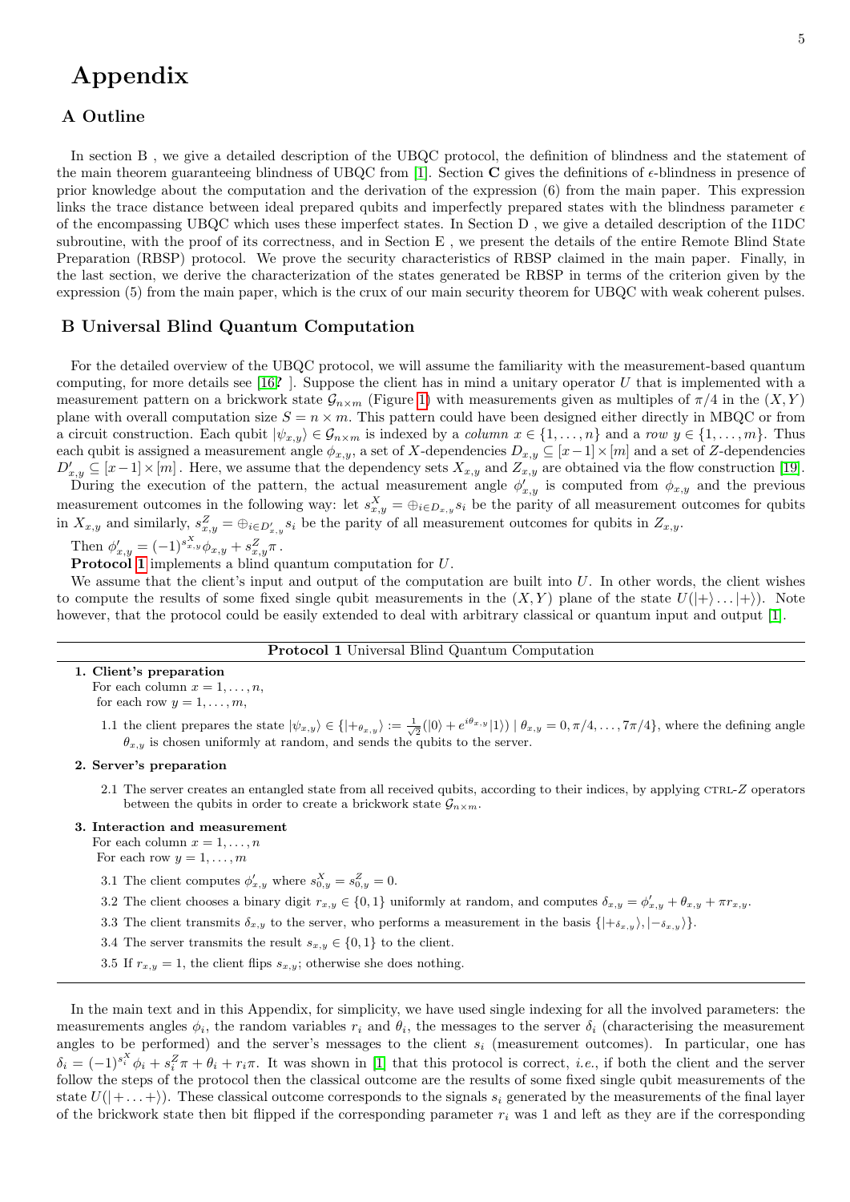# Appendix

## A Outline

In section B , we give a detailed description of the UBQC protocol, the definition of blindness and the statement of the main theorem guaranteeing blindness of UBQC from [1]. Section **C** gives the definitions of $\epsilon$-blindness in presence of prior knowledge about the computation and the derivation of the expression (6) from the main paper. This expression links the trace distance between ideal prepared qubits and imperfectly prepared states with the blindness parameter $\epsilon$ of the encompassing UBQC which uses these imperfect states. In Section D , we give a detailed description of the I1DC subroutine, with the proof of its correctness, and in Section E , we present the details of the entire Remote Blind State Preparation (RBSP) protocol. We prove the security characteristics of RBSP claimed in the main paper. Finally, in the last section, we derive the characterization of the states generated be RBSP in terms of the criterion given by the expression (5) from the main paper, which is the crux of our main security theorem for UBQC with weak coherent pulses.

## B Universal Blind Quantum Computation

For the detailed overview of the UBQC protocol, we will assume the familiarity with the measurement-based quantum computing, for more details see [16? ]. Suppose the client has in mind a unitary operator $U$ that is implemented with a measurement pattern on a brickwork state $\mathcal{G}_{n\times m}$ (Figure 1) with measurements given as multiples of $\pi/4$ in the $(X,Y)$ plane with overall computation size $S = n \times m$. This pattern could have been designed either directly in MBQC or from a circuit construction. Each qubit $|\psi_{x,y}\rangle \in \mathcal{G}_{n\times m}$ is indexed by a *column* $x \in \{1,\ldots,n\}$ and a *row* $y \in \{1,\ldots,m\}$. Thus each qubit is assigned a measurement angle $\phi_{x,y}$, a set of $X$-dependencies $D_{x,y} \subseteq [x-1]\times[m]$ and a set of $Z$-dependencies $D'_{x,y} \subseteq [x-1]\times[m]$ . Here, we assume that the dependency sets $X_{x,y}$ and $Z_{x,y}$ are obtained via the flow construction [19].

During the execution of the pattern, the actual measurement angle $\phi'_{x,y}$ is computed from $\phi_{x,y}$ and the previous measurement outcomes in the following way: let $s^X_{x,y} = \oplus_{i\in D_{x,y}} s_i$ be the parity of all measurement outcomes for qubits in $X_{x,y}$ and similarly, $s^Z_{x,y} = \oplus_{i\in D'_{x,y}} s_i$ be the parity of all measurement outcomes for qubits in $Z_{x,y}$.

Then $\phi'_{x,y} = (-1)^{s^X_{x,y}}\phi_{x,y} + s^Z_{x,y}\pi$ .

**Protocol 1** implements a blind quantum computation for $U$.

We assume that the client's input and output of the computation are built into $U$. In other words, the client wishes to compute the results of some fixed single qubit measurements in the $(X,Y)$ plane of the state $U(|+\rangle\ldots|+\rangle)$. Note however, that the protocol could be easily extended to deal with arbitrary classical or quantum input and output [1].

---

**Protocol 1** Universal Blind Quantum Computation

---

**1. Client's preparation**
For each column $x = 1,\ldots,n$,
for each row $y = 1,\ldots,m$,

1.1 the client prepares the state $|\psi_{x,y}\rangle \in \{|+_{\theta_{x,y}}\rangle := \frac{1}{\sqrt{2}}(|0\rangle + e^{i\theta_{x,y}}|1\rangle) \mid \theta_{x,y} = 0, \pi/4, \ldots, 7\pi/4\}$, where the defining angle $\theta_{x,y}$ is chosen uniformly at random, and sends the qubits to the server.

**2. Server's preparation**

2.1 The server creates an entangled state from all received qubits, according to their indices, by applying CTRL-$Z$ operators between the qubits in order to create a brickwork state $\mathcal{G}_{n\times m}$.

**3. Interaction and measurement**
For each column $x = 1,\ldots,n$
For each row $y = 1,\ldots,m$

3.1 The client computes $\phi'_{x,y}$ where $s^X_{0,y} = s^Z_{0,y} = 0$.

3.2 The client chooses a binary digit $r_{x,y} \in \{0,1\}$ uniformly at random, and computes $\delta_{x,y} = \phi'_{x,y} + \theta_{x,y} + \pi r_{x,y}$.

3.3 The client transmits $\delta_{x,y}$ to the server, who performs a measurement in the basis $\{|+_{\delta_{x,y}}\rangle, |-_{\delta_{x,y}}\rangle\}$.

3.4 The server transmits the result $s_{x,y} \in \{0,1\}$ to the client.

3.5 If $r_{x,y} = 1$, the client flips $s_{x,y}$; otherwise she does nothing.

---

In the main text and in this Appendix, for simplicity, we have used single indexing for all the involved parameters: the measurements angles $\phi_i$, the random variables $r_i$ and $\theta_i$, the messages to the server $\delta_i$ (characterising the measurement angles to be performed) and the server's messages to the client $s_i$ (measurement outcomes). In particular, one has $\delta_i = (-1)^{s^X_i}\phi_i + s^Z_i\pi + \theta_i + r_i\pi$. It was shown in [1] that this protocol is correct, *i.e.*, if both the client and the server follow the steps of the protocol then the classical outcome are the results of some fixed single qubit measurements of the state $U(|+\ldots+\rangle)$. These classical outcome corresponds to the signals $s_i$ generated by the measurements of the final layer of the brickwork state then bit flipped if the corresponding parameter $r_i$ was 1 and left as they are if the corresponding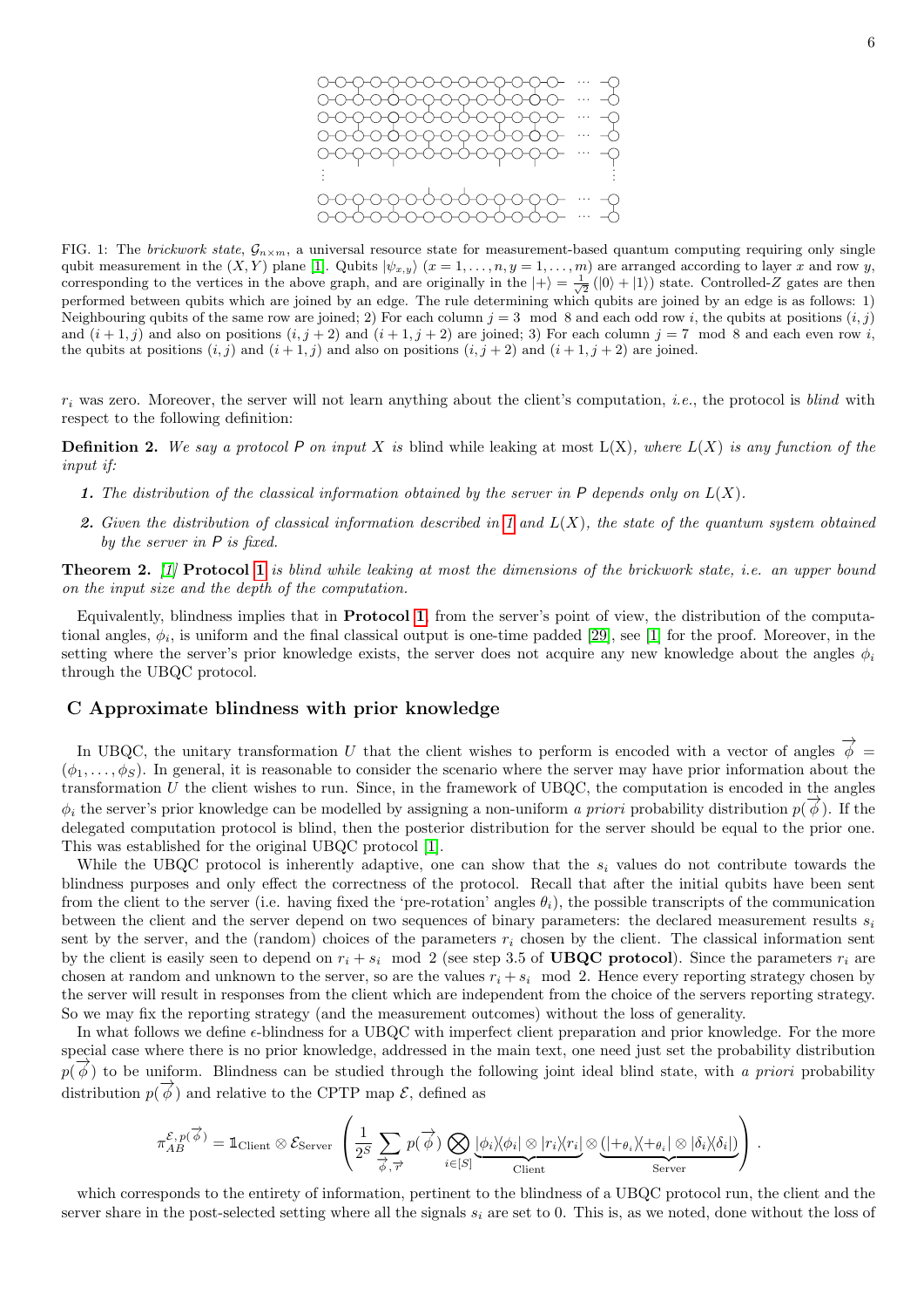FIG. 1: The *brickwork state*, $\mathcal{G}_{n\times m}$, a universal resource state for measurement-based quantum computing requiring only single qubit measurement in the $(X, Y)$ plane [1]. Qubits $|\psi_{x,y}\rangle$ $(x = 1, \ldots, n, y = 1, \ldots, m)$ are arranged according to layer $x$ and row $y$, corresponding to the vertices in the above graph, and are originally in the $|+\rangle = \frac{1}{\sqrt{2}}(|0\rangle + |1\rangle)$ state. Controlled-$Z$ gates are then performed between qubits which are joined by an edge. The rule determining which qubits are joined by an edge is as follows: 1) Neighbouring qubits of the same row are joined; 2) For each column $j = 3 \mod 8$ and each odd row $i$, the qubits at positions $(i, j)$ and $(i + 1, j)$ and also on positions $(i, j + 2)$ and $(i + 1, j + 2)$ are joined; 3) For each column $j = 7 \mod 8$ and each even row $i$, the qubits at positions $(i, j)$ and $(i + 1, j)$ and also on positions $(i, j + 2)$ and $(i + 1, j + 2)$ are joined.

$r_i$ was zero. Moreover, the server will not learn anything about the client's computation, *i.e.*, the protocol is *blind* with respect to the following definition:

**Definition 2.** *We say a protocol P on input X is* blind while leaking at most L(X)*, where $L(X)$ is any function of the input if:*

1. *The distribution of the classical information obtained by the server in P depends only on $L(X)$.*
2. *Given the distribution of classical information described in 1 and $L(X)$, the state of the quantum system obtained by the server in P is fixed.*

**Theorem 2.** *[1]* **Protocol 1** *is blind while leaking at most the dimensions of the brickwork state, i.e. an upper bound on the input size and the depth of the computation.*

Equivalently, blindness implies that in **Protocol 1**, from the server's point of view, the distribution of the computational angles, $\phi_i$, is uniform and the final classical output is one-time padded [29], see [1] for the proof. Moreover, in the setting where the server's prior knowledge exists, the server does not acquire any new knowledge about the angles $\phi_i$ through the UBQC protocol.

## C Approximate blindness with prior knowledge

In UBQC, the unitary transformation $U$ that the client wishes to perform is encoded with a vector of angles $\overrightarrow{\phi} = (\phi_1, \ldots, \phi_S)$. In general, it is reasonable to consider the scenario where the server may have prior information about the transformation $U$ the client wishes to run. Since, in the framework of UBQC, the computation is encoded in the angles $\phi_i$ the server's prior knowledge can be modelled by assigning a non-uniform *a priori* probability distribution $p(\overrightarrow{\phi})$. If the delegated computation protocol is blind, then the posterior distribution for the server should be equal to the prior one. This was established for the original UBQC protocol [1].

While the UBQC protocol is inherently adaptive, one can show that the $s_i$ values do not contribute towards the blindness purposes and only effect the correctness of the protocol. Recall that after the initial qubits have been sent from the client to the server (i.e. having fixed the 'pre-rotation' angles $\theta_i$), the possible transcripts of the communication between the client and the server depend on two sequences of binary parameters: the declared measurement results $s_i$ sent by the server, and the (random) choices of the parameters $r_i$ chosen by the client. The classical information sent by the client is easily seen to depend on $r_i + s_i \mod 2$ (see step 3.5 of **UBQC protocol**). Since the parameters $r_i$ are chosen at random and unknown to the server, so are the values $r_i + s_i \mod 2$. Hence every reporting strategy chosen by the server will result in responses from the client which are independent from the choice of the servers reporting strategy. So we may fix the reporting strategy (and the measurement outcomes) without the loss of generality.

In what follows we define $\epsilon$-blindness for a UBQC with imperfect client preparation and prior knowledge. For the more special case where there is no prior knowledge, addressed in the main text, one need just set the probability distribution $p(\overrightarrow{\phi})$ to be uniform. Blindness can be studied through the following joint ideal blind state, with *a priori* probability distribution $p(\overrightarrow{\phi})$ and relative to the CPTP map $\mathcal{E}$, defined as

$$\pi_{AB}^{\mathcal{E}, p(\overrightarrow{\phi})} = \mathbb{1}_{\text{Client}} \otimes \mathcal{E}_{\text{Server}} \left( \frac{1}{2^S} \sum_{\overrightarrow{\phi}, \overrightarrow{r}} p(\overrightarrow{\phi}) \bigotimes_{i\in[S]} \underbrace{|\phi_i\rangle\langle\phi_i| \otimes |r_i\rangle\langle r_i|}_{\text{Client}} \otimes \underbrace{(|+_{\theta_i}\rangle\langle +_{\theta_i}| \otimes |\delta_i\rangle\langle\delta_i|)}_{\text{Server}} \right).$$

which corresponds to the entirety of information, pertinent to the blindness of a UBQC protocol run, the client and the server share in the post-selected setting where all the signals $s_i$ are set to 0. This is, as we noted, done without the loss of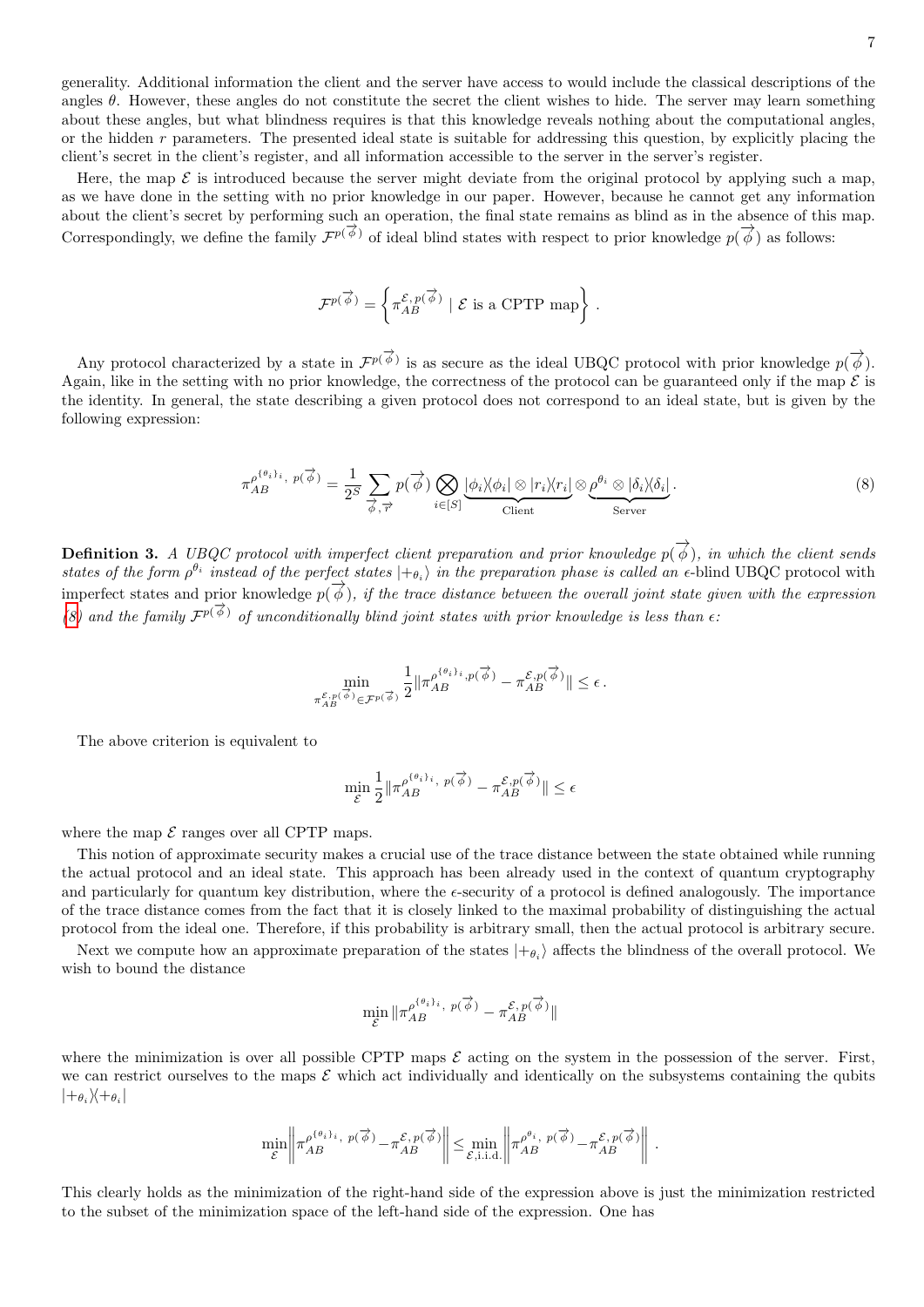generality. Additional information the client and the server have access to would include the classical descriptions of the angles $\theta$. However, these angles do not constitute the secret the client wishes to hide. The server may learn something about these angles, but what blindness requires is that this knowledge reveals nothing about the computational angles, or the hidden $r$ parameters. The presented ideal state is suitable for addressing this question, by explicitly placing the client's secret in the client's register, and all information accessible to the server in the server's register.

Here, the map $\mathcal{E}$ is introduced because the server might deviate from the original protocol by applying such a map, as we have done in the setting with no prior knowledge in our paper. However, because he cannot get any information about the client's secret by performing such an operation, the final state remains as blind as in the absence of this map. Correspondingly, we define the family $\mathcal{F}^{p(\vec{\phi})}$ of ideal blind states with respect to prior knowledge $p(\vec{\phi})$ as follows:

$$\mathcal{F}^{p(\vec{\phi})} = \left\{ \pi_{AB}^{\mathcal{E},\, p(\vec{\phi})} \mid \mathcal{E} \text{ is a CPTP map} \right\} .$$

Any protocol characterized by a state in $\mathcal{F}^{p(\vec{\phi})}$ is as secure as the ideal UBQC protocol with prior knowledge $p(\vec{\phi})$. Again, like in the setting with no prior knowledge, the correctness of the protocol can be guaranteed only if the map $\mathcal{E}$ is the identity. In general, the state describing a given protocol does not correspond to an ideal state, but is given by the following expression:

$$\pi_{AB}^{\rho^{\{\theta_i\}_i},\ p(\vec{\phi})} = \frac{1}{2^S} \sum_{\vec{\phi},\vec{r}} p(\vec{\phi}) \bigotimes_{i\in[S]} \underbrace{|\phi_i\rangle\langle\phi_i| \otimes |r_i\rangle\langle r_i|}_{\text{Client}} \otimes \underbrace{\rho^{\theta_i} \otimes |\delta_i\rangle\langle\delta_i|}_{\text{Server}} . \tag{8}$$

**Definition 3.** *A UBQC protocol with imperfect client preparation and prior knowledge $p(\vec{\phi})$, in which the client sends states of the form $\rho^{\theta_i}$ instead of the perfect states $|+_{\theta_i}\rangle$ in the preparation phase is called an $\epsilon$-blind* UBQC *protocol with imperfect states and prior knowledge $p(\vec{\phi})$, if the trace distance between the overall joint state given with the expression (8) and the family $\mathcal{F}^{p(\vec{\phi})}$ of unconditionally blind joint states with prior knowledge is less than $\epsilon$:*

$$\min_{\pi_{AB}^{\mathcal{E},p(\vec{\phi})} \in \mathcal{F}^{p(\vec{\phi})}} \frac{1}{2} \| \pi_{AB}^{\rho^{\{\theta_i\}_i},p(\vec{\phi})} - \pi_{AB}^{\mathcal{E},p(\vec{\phi})} \| \leq \epsilon\,.$$

The above criterion is equivalent to

$$\min_{\mathcal{E}} \frac{1}{2} \| \pi_{AB}^{\rho^{\{\theta_i\}_i},\ p(\vec{\phi})} - \pi_{AB}^{\mathcal{E},p(\vec{\phi})} \| \leq \epsilon$$

where the map $\mathcal{E}$ ranges over all CPTP maps.

This notion of approximate security makes a crucial use of the trace distance between the state obtained while running the actual protocol and an ideal state. This approach has been already used in the context of quantum cryptography and particularly for quantum key distribution, where the $\epsilon$-security of a protocol is defined analogously. The importance of the trace distance comes from the fact that it is closely linked to the maximal probability of distinguishing the actual protocol from the ideal one. Therefore, if this probability is arbitrary small, then the actual protocol is arbitrary secure.

Next we compute how an approximate preparation of the states $|+_{\theta_i}\rangle$ affects the blindness of the overall protocol. We wish to bound the distance

$$\min_{\mathcal{E}} \| \pi_{AB}^{\rho^{\{\theta_i\}_i},\ p(\vec{\phi})} - \pi_{AB}^{\mathcal{E},\,p(\vec{\phi})} \|$$

where the minimization is over all possible CPTP maps $\mathcal{E}$ acting on the system in the possession of the server. First, we can restrict ourselves to the maps $\mathcal{E}$ which act individually and identically on the subsystems containing the qubits $|+_{\theta_i}\rangle\langle+_{\theta_i}|$

$$\min_{\mathcal{E}} \left\| \pi_{AB}^{\rho^{\{\theta_i\}_i},\ p(\vec{\phi})} - \pi_{AB}^{\mathcal{E},\,p(\vec{\phi})} \right\| \leq \min_{\mathcal{E},\text{i.i.d.}} \left\| \pi_{AB}^{\rho^{\theta_i},\ p(\vec{\phi})} - \pi_{AB}^{\mathcal{E},\,p(\vec{\phi})} \right\| .$$

This clearly holds as the minimization of the right-hand side of the expression above is just the minimization restricted to the subset of the minimization space of the left-hand side of the expression. One has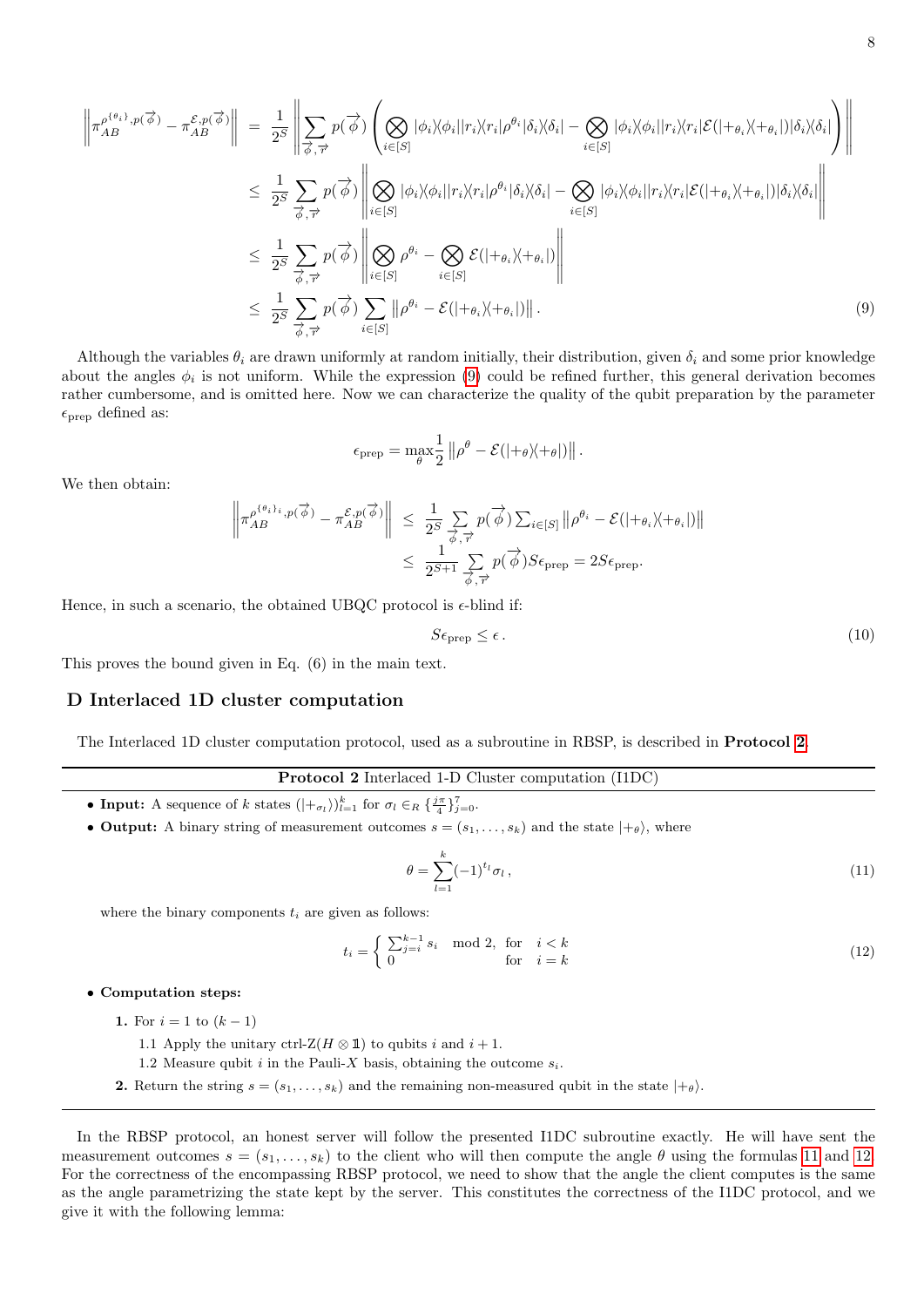$$
\begin{aligned}
\left\| \pi_{AB}^{\rho^{\{\theta_i\}},p(\vec{\phi})} - \pi_{AB}^{\mathcal{E},p(\vec{\phi})} \right\| &= \frac{1}{2^S} \left\| \sum_{\vec{\phi},\vec{r}} p(\vec{\phi}) \left( \bigotimes_{i\in[S]} |\phi_i\rangle\langle\phi_i||r_i\rangle\langle r_i|\rho^{\theta_i}|\delta_i\rangle\langle\delta_i| - \bigotimes_{i\in[S]} |\phi_i\rangle\langle\phi_i||r_i\rangle\langle r_i|\mathcal{E}(|+_{\theta_i}\rangle\langle+_{\theta_i}|)|\delta_i\rangle\langle\delta_i| \right) \right\| \\
&\leq \frac{1}{2^S} \sum_{\vec{\phi},\vec{r}} p(\vec{\phi}) \left\| \bigotimes_{i\in[S]} |\phi_i\rangle\langle\phi_i||r_i\rangle\langle r_i|\rho^{\theta_i}|\delta_i\rangle\langle\delta_i| - \bigotimes_{i\in[S]} |\phi_i\rangle\langle\phi_i||r_i\rangle\langle r_i|\mathcal{E}(|+_{\theta_i}\rangle\langle+_{\theta_i}|)|\delta_i\rangle\langle\delta_i| \right\| \\
&\leq \frac{1}{2^S} \sum_{\vec{\phi},\vec{r}} p(\vec{\phi}) \left\| \bigotimes_{i\in[S]} \rho^{\theta_i} - \bigotimes_{i\in[S]} \mathcal{E}(|+_{\theta_i}\rangle\langle+_{\theta_i}|) \right\| \\
&\leq \frac{1}{2^S} \sum_{\vec{\phi},\vec{r}} p(\vec{\phi}) \sum_{i\in[S]} \left\| \rho^{\theta_i} - \mathcal{E}(|+_{\theta_i}\rangle\langle+_{\theta_i}|) \right\|. 
\end{aligned} \tag{9}
$$

Although the variables $\theta_i$ are drawn uniformly at random initially, their distribution, given $\delta_i$ and some prior knowledge about the angles $\phi_i$ is not uniform. While the expression (9) could be refined further, this general derivation becomes rather cumbersome, and is omitted here. Now we can characterize the quality of the qubit preparation by the parameter $\epsilon_{\text{prep}}$ defined as:

$$
\epsilon_{\text{prep}} = \max_{\theta} \frac{1}{2} \left\| \rho^{\theta} - \mathcal{E}(|+_\theta\rangle\langle+_\theta|) \right\|.
$$

We then obtain:

$$
\begin{aligned}
\left\| \pi_{AB}^{\rho^{\{\theta_i\}_i},p(\vec{\phi})} - \pi_{AB}^{\mathcal{E},p(\vec{\phi})} \right\| &\leq \frac{1}{2^S} \sum_{\vec{\phi},\vec{r}} p(\vec{\phi}) \sum_{i\in[S]} \left\| \rho^{\theta_i} - \mathcal{E}(|+_{\theta_i}\rangle\langle+_{\theta_i}|) \right\| \\
&\leq \frac{1}{2^{S+1}} \sum_{\vec{\phi},\vec{r}} p(\vec{\phi}) S\epsilon_{\text{prep}} = 2S\epsilon_{\text{prep}}.
\end{aligned}
$$

Hence, in such a scenario, the obtained UBQC protocol is $\epsilon$-blind if:

$$
S\epsilon_{\text{prep}} \leq \epsilon\,. \tag{10}
$$

This proves the bound given in Eq. (6) in the main text.

## D Interlaced 1D cluster computation

The Interlaced 1D cluster computation protocol, used as a subroutine in RBSP, is described in **Protocol 2**.

---

**Protocol 2** Interlaced 1-D Cluster computation (I1DC)

---

- **Input:** A sequence of $k$ states $(|+_{\sigma_l}\rangle)_{l=1}^{k}$ for $\sigma_l \in_R \{\frac{j\pi}{4}\}_{j=0}^{7}$.
- **Output:** A binary string of measurement outcomes $s = (s_1, \ldots, s_k)$ and the state $|+_\theta\rangle$, where

$$
\theta = \sum_{l=1}^{k} (-1)^{t_l} \sigma_l\,, \tag{11}
$$

where the binary components $t_i$ are given as follows:

$$
t_i = \begin{cases} \sum_{j=i}^{k-1} s_i \mod 2, & \text{for} \quad i < k \\ 0 & \text{for} \quad i = k \end{cases} \tag{12}
$$

- **Computation steps:**
  1. For $i = 1$ to $(k-1)$
     1.1 Apply the unitary ctrl-Z$(H \otimes \mathbb{1})$ to qubits $i$ and $i+1$.
     1.2 Measure qubit $i$ in the Pauli-$X$ basis, obtaining the outcome $s_i$.
  2. Return the string $s = (s_1, \ldots, s_k)$ and the remaining non-measured qubit in the state $|+_\theta\rangle$.

---

In the RBSP protocol, an honest server will follow the presented I1DC subroutine exactly. He will have sent the measurement outcomes $s = (s_1, \ldots, s_k)$ to the client who will then compute the angle $\theta$ using the formulas 11 and 12. For the correctness of the encompassing RBSP protocol, we need to show that the angle the client computes is the same as the angle parametrizing the state kept by the server. This constitutes the correctness of the I1DC protocol, and we give it with the following lemma: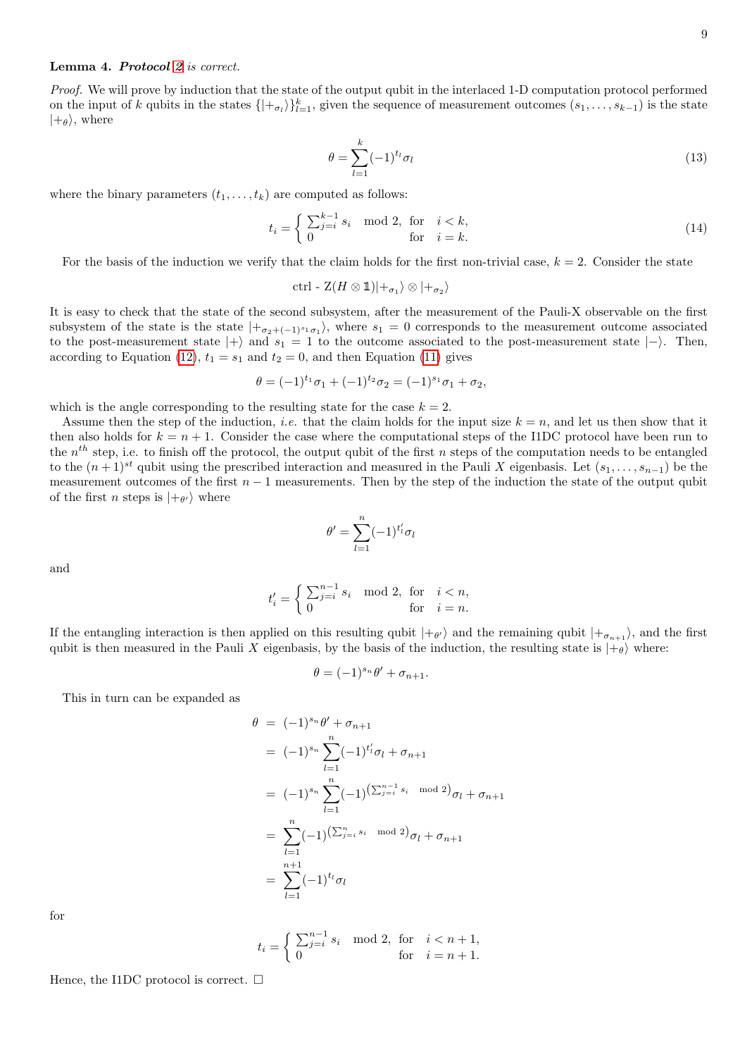**Lemma 4.** ***Protocol 2*** *is correct.*

*Proof.* We will prove by induction that the state of the output qubit in the interlaced 1-D computation protocol performed on the input of $k$ qubits in the states $\{|+_{\sigma_l}\rangle\}_{l=1}^{k}$, given the sequence of measurement outcomes $(s_1, \ldots, s_{k-1})$ is the state $|+_\theta\rangle$, where

$$\theta = \sum_{l=1}^{k} (-1)^{t_l} \sigma_l \tag{13}$$

where the binary parameters $(t_1, \ldots, t_k)$ are computed as follows:

$$t_i = \begin{cases} \sum_{j=i}^{k-1} s_i \mod 2, & \text{for} \quad i < k, \\ 0 & \text{for} \quad i = k. \end{cases} \tag{14}$$

For the basis of the induction we verify that the claim holds for the first non-trivial case, $k = 2$. Consider the state

$$\text{ctrl - Z}(H \otimes \mathbb{1})|+_{\sigma_1}\rangle \otimes |+_{\sigma_2}\rangle$$

It is easy to check that the state of the second subsystem, after the measurement of the Pauli-X observable on the first subsystem of the state is the state $|+_{\sigma_2 + (-1)^{s_1}\sigma_1}\rangle$, where $s_1 = 0$ corresponds to the measurement outcome associated to the post-measurement state $|+\rangle$ and $s_1 = 1$ to the outcome associated to the post-measurement state $|-\rangle$. Then, according to Equation (12), $t_1 = s_1$ and $t_2 = 0$, and then Equation (11) gives

$$\theta = (-1)^{t_1}\sigma_1 + (-1)^{t_2}\sigma_2 = (-1)^{s_1}\sigma_1 + \sigma_2,$$

which is the angle corresponding to the resulting state for the case $k = 2$.

Assume then the step of the induction, *i.e.* that the claim holds for the input size $k = n$, and let us then show that it then also holds for $k = n + 1$. Consider the case where the computational steps of the I1DC protocol have been run to the $n^{th}$ step, i.e. to finish off the protocol, the output qubit of the first $n$ steps of the computation needs to be entangled to the $(n+1)^{st}$ qubit using the prescribed interaction and measured in the Pauli $X$ eigenbasis. Let $(s_1, \ldots, s_{n-1})$ be the measurement outcomes of the first $n - 1$ measurements. Then by the step of the induction the state of the output qubit of the first $n$ steps is $|+_{\theta'}\rangle$ where

$$\theta' = \sum_{l=1}^{n} (-1)^{t'_l} \sigma_l$$

and

$$t'_i = \begin{cases} \sum_{j=i}^{n-1} s_i \mod 2, & \text{for} \quad i < n, \\ 0 & \text{for} \quad i = n. \end{cases}$$

If the entangling interaction is then applied on this resulting qubit $|+_{\theta'}\rangle$ and the remaining qubit $|+_{\sigma_{n+1}}\rangle$, and the first qubit is then measured in the Pauli $X$ eigenbasis, by the basis of the induction, the resulting state is $|+_\theta\rangle$ where:

$$\theta = (-1)^{s_n}\theta' + \sigma_{n+1}.$$

This in turn can be expanded as

$$\begin{aligned}
\theta &= (-1)^{s_n}\theta' + \sigma_{n+1} \\
&= (-1)^{s_n} \sum_{l=1}^{n} (-1)^{t'_l} \sigma_l + \sigma_{n+1} \\
&= (-1)^{s_n} \sum_{l=1}^{n} (-1)^{\left(\sum_{j=i}^{n-1} s_i \mod 2\right)} \sigma_l + \sigma_{n+1} \\
&= \sum_{l=1}^{n} (-1)^{\left(\sum_{j=i}^{n} s_i \mod 2\right)} \sigma_l + \sigma_{n+1} \\
&= \sum_{l=1}^{n+1} (-1)^{t_l} \sigma_l
\end{aligned}$$

for

$$t_i = \begin{cases} \sum_{j=i}^{n-1} s_i \mod 2, & \text{for} \quad i < n+1, \\ 0 & \text{for} \quad i = n+1. \end{cases}$$

Hence, the I1DC protocol is correct. □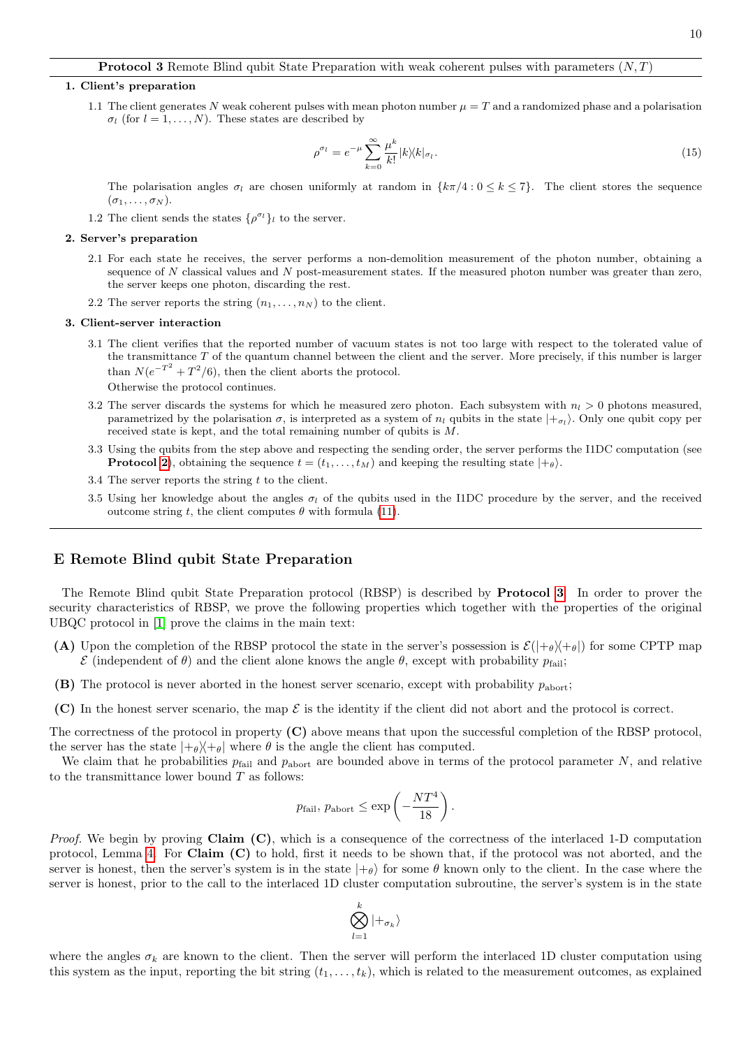**Protocol 3** Remote Blind qubit State Preparation with weak coherent pulses with parameters $(N, T)$

**1. Client's preparation**

1.1 The client generates $N$ weak coherent pulses with mean photon number $\mu = T$ and a randomized phase and a polarisation $\sigma_l$ (for $l = 1, \ldots, N$). These states are described by

$$\rho^{\sigma_l} = e^{-\mu} \sum_{k=0}^{\infty} \frac{\mu^k}{k!} |k\rangle\langle k|_{\sigma_l}. \tag{15}$$

The polarisation angles $\sigma_l$ are chosen uniformly at random in $\{k\pi/4 : 0 \leq k \leq 7\}$. The client stores the sequence $(\sigma_1, \ldots, \sigma_N)$.

1.2 The client sends the states $\{\rho^{\sigma_l}\}_l$ to the server.

**2. Server's preparation**

2.1 For each state he receives, the server performs a non-demolition measurement of the photon number, obtaining a sequence of $N$ classical values and $N$ post-measurement states. If the measured photon number was greater than zero, the server keeps one photon, discarding the rest.

2.2 The server reports the string $(n_1, \ldots, n_N)$ to the client.

**3. Client-server interaction**

3.1 The client verifies that the reported number of vacuum states is not too large with respect to the tolerated value of the transmittance $T$ of the quantum channel between the client and the server. More precisely, if this number is larger than $N(e^{-T^2} + T^2/6)$, then the client aborts the protocol.
Otherwise the protocol continues.

3.2 The server discards the systems for which he measured zero photon. Each subsystem with $n_l > 0$ photons measured, parametrized by the polarisation $\sigma$, is interpreted as a system of $n_l$ qubits in the state $|+_{\sigma_l}\rangle$. Only one qubit copy per received state is kept, and the total remaining number of qubits is $M$.

3.3 Using the qubits from the step above and respecting the sending order, the server performs the I1DC computation (see **Protocol 2**), obtaining the sequence $t = (t_1, \ldots, t_M)$ and keeping the resulting state $|+_\theta\rangle$.

3.4 The server reports the string $t$ to the client.

3.5 Using her knowledge about the angles $\sigma_l$ of the qubits used in the I1DC procedure by the server, and the received outcome string $t$, the client computes $\theta$ with formula (11).

## E Remote Blind qubit State Preparation

The Remote Blind qubit State Preparation protocol (RBSP) is described by **Protocol 3**. In order to prover the security characteristics of RBSP, we prove the following properties which together with the properties of the original UBQC protocol in [1] prove the claims in the main text:

**(A)** Upon the completion of the RBSP protocol the state in the server's possession is $\mathcal{E}(|+_\theta\rangle\langle+_\theta|)$ for some CPTP map $\mathcal{E}$ (independent of $\theta$) and the client alone knows the angle $\theta$, except with probability $p_{\text{fail}}$;

**(B)** The protocol is never aborted in the honest server scenario, except with probability $p_{\text{abort}}$;

**(C)** In the honest server scenario, the map $\mathcal{E}$ is the identity if the client did not abort and the protocol is correct.

The correctness of the protocol in property **(C)** above means that upon the successful completion of the RBSP protocol, the server has the state $|+_\theta\rangle\langle+_\theta|$ where $\theta$ is the angle the client has computed.

We claim that he probabilities $p_{\text{fail}}$ and $p_{\text{abort}}$ are bounded above in terms of the protocol parameter $N$, and relative to the transmittance lower bound $T$ as follows:

$$p_{\text{fail}}, \, p_{\text{abort}} \leq \exp\left(-\frac{NT^4}{18}\right).$$

*Proof.* We begin by proving **Claim (C)**, which is a consequence of the correctness of the interlaced 1-D computation protocol, Lemma 4. For **Claim (C)** to hold, first it needs to be shown that, if the protocol was not aborted, and the server is honest, then the server's system is in the state $|+_\theta\rangle$ for some $\theta$ known only to the client. In the case where the server is honest, prior to the call to the interlaced 1D cluster computation subroutine, the server's system is in the state

$$\bigotimes_{l=1}^{k} |+_{\sigma_k}\rangle$$

where the angles $\sigma_k$ are known to the client. Then the server will perform the interlaced 1D cluster computation using this system as the input, reporting the bit string $(t_1, \ldots, t_k)$, which is related to the measurement outcomes, as explained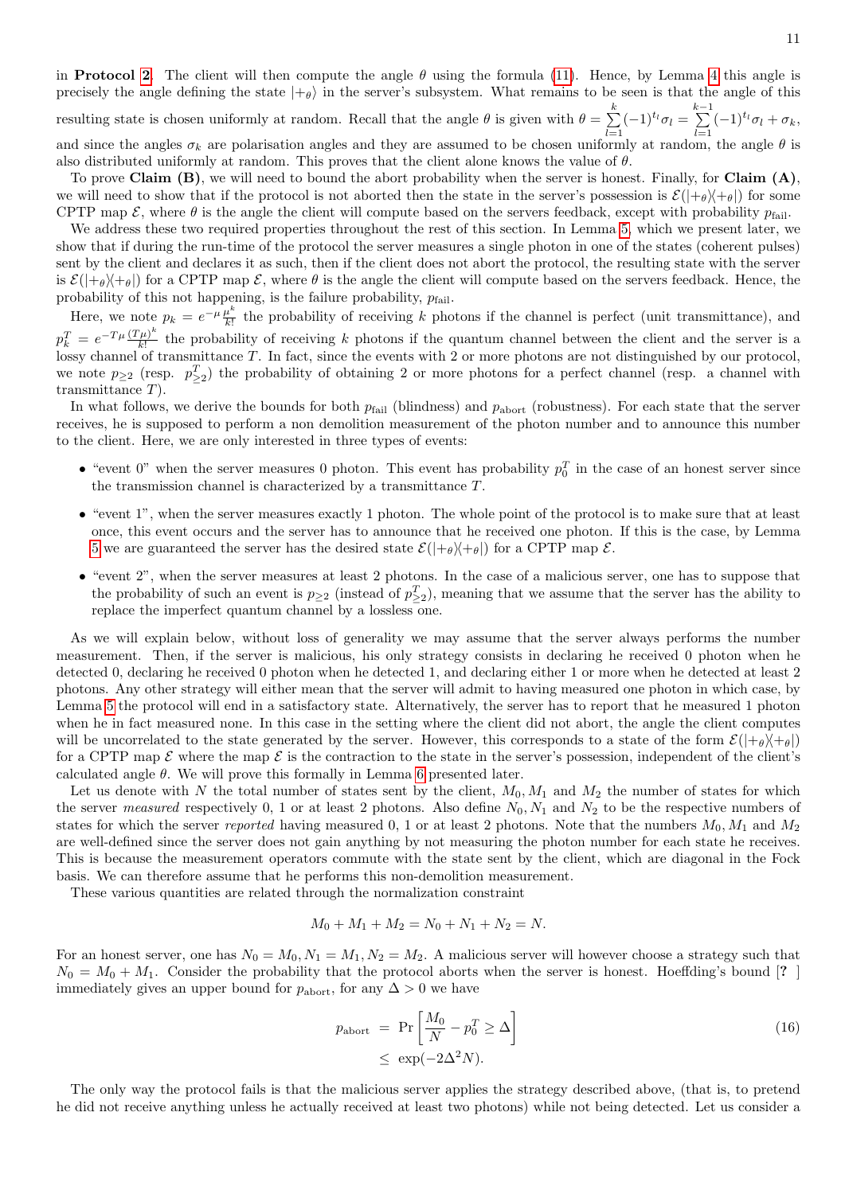in **Protocol 2**. The client will then compute the angle $\theta$ using the formula (11). Hence, by Lemma 4 this angle is precisely the angle defining the state $|+_\theta\rangle$ in the server's subsystem. What remains to be seen is that the angle of this resulting state is chosen uniformly at random. Recall that the angle $\theta$ is given with $\theta = \sum_{l=1}^{k}(-1)^{t_l}\sigma_l = \sum_{l=1}^{k-1}(-1)^{t_l}\sigma_l + \sigma_k$, and since the angles $\sigma_k$ are polarisation angles and they are assumed to be chosen uniformly at random, the angle $\theta$ is also distributed uniformly at random. This proves that the client alone knows the value of $\theta$.

To prove **Claim (B)**, we will need to bound the abort probability when the server is honest. Finally, for **Claim (A)**, we will need to show that if the protocol is not aborted then the state in the server's possession is $\mathcal{E}(|+_\theta\rangle\langle+_\theta|)$ for some CPTP map $\mathcal{E}$, where $\theta$ is the angle the client will compute based on the servers feedback, except with probability $p_{\text{fail}}$.

We address these two required properties throughout the rest of this section. In Lemma 5, which we present later, we show that if during the run-time of the protocol the server measures a single photon in one of the states (coherent pulses) sent by the client and declares it as such, then if the client does not abort the protocol, the resulting state with the server is $\mathcal{E}(|+_\theta\rangle\langle+_\theta|)$ for a CPTP map $\mathcal{E}$, where $\theta$ is the angle the client will compute based on the servers feedback. Hence, the probability of this not happening, is the failure probability, $p_{\text{fail}}$.

Here, we note $p_k = e^{-\mu}\frac{\mu^k}{k!}$ the probability of receiving $k$ photons if the channel is perfect (unit transmittance), and $p_k^T = e^{-T\mu}\frac{(T\mu)^k}{k!}$ the probability of receiving $k$ photons if the quantum channel between the client and the server is a lossy channel of transmittance $T$. In fact, since the events with 2 or more photons are not distinguished by our protocol, we note $p_{\geq 2}$ (resp. $p_{\geq 2}^T$) the probability of obtaining 2 or more photons for a perfect channel (resp. a channel with transmittance $T$).

In what follows, we derive the bounds for both $p_{\text{fail}}$ (blindness) and $p_{\text{abort}}$ (robustness). For each state that the server receives, he is supposed to perform a non demolition measurement of the photon number and to announce this number to the client. Here, we are only interested in three types of events:

- "event 0" when the server measures 0 photon. This event has probability $p_0^T$ in the case of an honest server since the transmission channel is characterized by a transmittance $T$.
- "event 1", when the server measures exactly 1 photon. The whole point of the protocol is to make sure that at least once, this event occurs and the server has to announce that he received one photon. If this is the case, by Lemma 5 we are guaranteed the server has the desired state $\mathcal{E}(|+_\theta\rangle\langle+_\theta|)$ for a CPTP map $\mathcal{E}$.
- "event 2", when the server measures at least 2 photons. In the case of a malicious server, one has to suppose that the probability of such an event is $p_{\geq 2}$ (instead of $p_{\geq 2}^T$), meaning that we assume that the server has the ability to replace the imperfect quantum channel by a lossless one.

As we will explain below, without loss of generality we may assume that the server always performs the number measurement. Then, if the server is malicious, his only strategy consists in declaring he received 0 photon when he detected 0, declaring he received 0 photon when he detected 1, and declaring either 1 or more when he detected at least 2 photons. Any other strategy will either mean that the server will admit to having measured one photon in which case, by Lemma 5 the protocol will end in a satisfactory state. Alternatively, the server has to report that he measured 1 photon when he in fact measured none. In this case in the setting where the client did not abort, the angle the client computes will be uncorrelated to the state generated by the server. However, this corresponds to a state of the form $\mathcal{E}(|+_\theta\rangle\langle+_\theta|)$ for a CPTP map $\mathcal{E}$ where the map $\mathcal{E}$ is the contraction to the state in the server's possession, independent of the client's calculated angle $\theta$. We will prove this formally in Lemma 6 presented later.

Let us denote with $N$ the total number of states sent by the client, $M_0, M_1$ and $M_2$ the number of states for which the server *measured* respectively 0, 1 or at least 2 photons. Also define $N_0, N_1$ and $N_2$ to be the respective numbers of states for which the server *reported* having measured 0, 1 or at least 2 photons. Note that the numbers $M_0, M_1$ and $M_2$ are well-defined since the server does not gain anything by not measuring the photon number for each state he receives. This is because the measurement operators commute with the state sent by the client, which are diagonal in the Fock basis. We can therefore assume that he performs this non-demolition measurement.

These various quantities are related through the normalization constraint

$$M_0 + M_1 + M_2 = N_0 + N_1 + N_2 = N.$$

For an honest server, one has $N_0 = M_0, N_1 = M_1, N_2 = M_2$. A malicious server will however choose a strategy such that $N_0 = M_0 + M_1$. Consider the probability that the protocol aborts when the server is honest. Hoeffding's bound [? ] immediately gives an upper bound for $p_{\text{abort}}$, for any $\Delta > 0$ we have

$$\begin{aligned} p_{\text{abort}} &= \Pr\left[\frac{M_0}{N} - p_0^T \geq \Delta\right] \\ &\leq \exp(-2\Delta^2 N). \end{aligned} \tag{16}$$

The only way the protocol fails is that the malicious server applies the strategy described above, (that is, to pretend he did not receive anything unless he actually received at least two photons) while not being detected. Let us consider a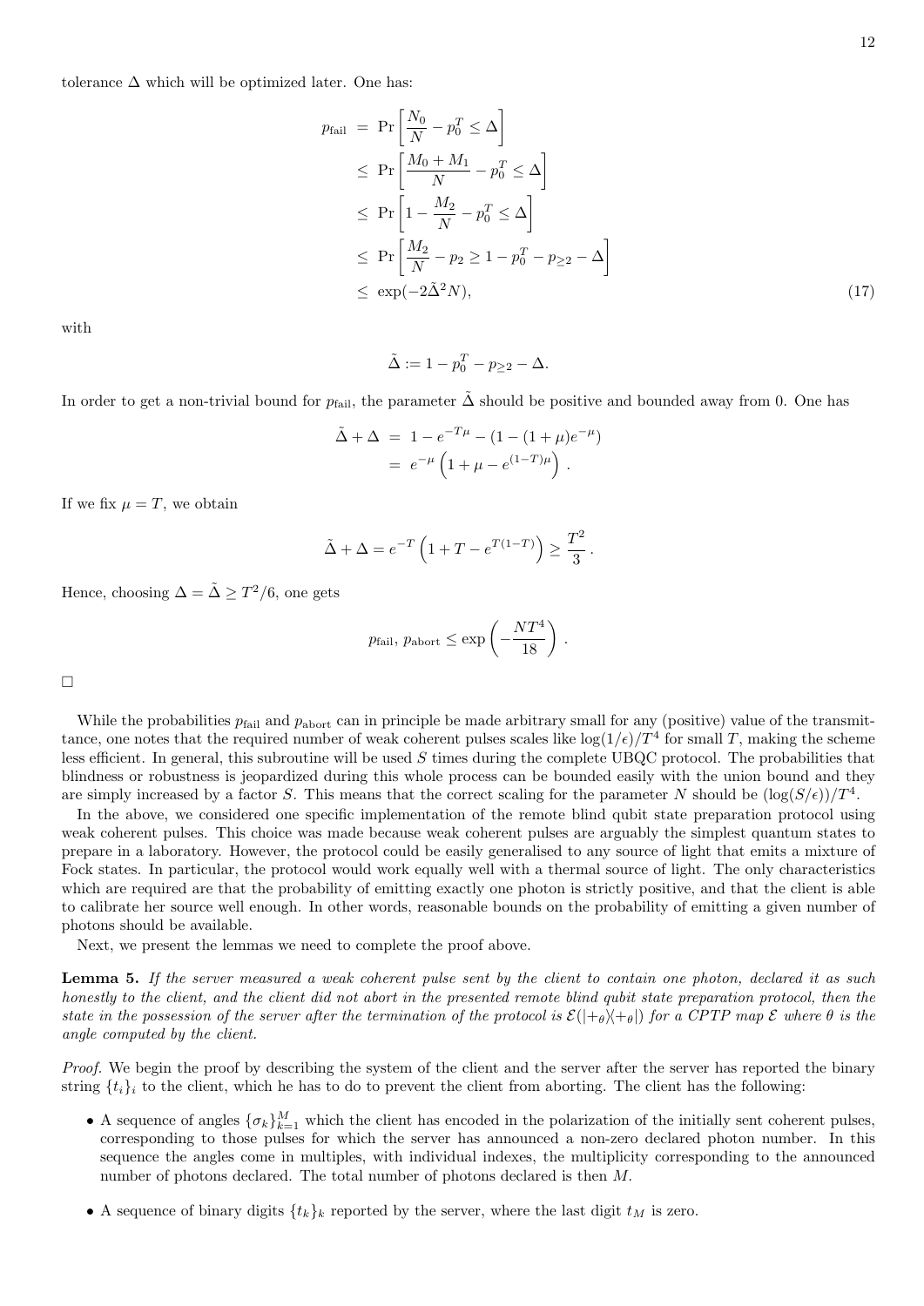tolerance $\Delta$ which will be optimized later. One has:

$$
\begin{aligned}
p_{\text{fail}} &= \Pr\left[\frac{N_0}{N} - p_0^T \leq \Delta\right] \\
&\leq \Pr\left[\frac{M_0 + M_1}{N} - p_0^T \leq \Delta\right] \\
&\leq \Pr\left[1 - \frac{M_2}{N} - p_0^T \leq \Delta\right] \\
&\leq \Pr\left[\frac{M_2}{N} - p_2 \geq 1 - p_0^T - p_{\geq 2} - \Delta\right] \\
&\leq \exp(-2\tilde{\Delta}^2 N),
\end{aligned} \tag{17}
$$

with

$$
\tilde{\Delta} := 1 - p_0^T - p_{\geq 2} - \Delta.
$$

In order to get a non-trivial bound for $p_{\text{fail}}$, the parameter $\tilde{\Delta}$ should be positive and bounded away from 0. One has

$$
\begin{aligned}
\tilde{\Delta} + \Delta &= 1 - e^{-T\mu} - (1 - (1+\mu)e^{-\mu}) \\
&= e^{-\mu}\left(1 + \mu - e^{(1-T)\mu}\right).
\end{aligned}
$$

If we fix $\mu = T$, we obtain

$$
\tilde{\Delta} + \Delta = e^{-T}\left(1 + T - e^{T(1-T)}\right) \geq \frac{T^2}{3}.
$$

Hence, choosing $\Delta = \tilde{\Delta} \geq T^2/6$, one gets

$$
p_{\text{fail}},\, p_{\text{abort}} \leq \exp\left(-\frac{NT^4}{18}\right).
$$

□

While the probabilities $p_{\text{fail}}$ and $p_{\text{abort}}$ can in principle be made arbitrary small for any (positive) value of the transmittance, one notes that the required number of weak coherent pulses scales like $\log(1/\epsilon)/T^4$ for small $T$, making the scheme less efficient. In general, this subroutine will be used $S$ times during the complete UBQC protocol. The probabilities that blindness or robustness is jeopardized during this whole process can be bounded easily with the union bound and they are simply increased by a factor $S$. This means that the correct scaling for the parameter $N$ should be $(\log(S/\epsilon))/T^4$.

In the above, we considered one specific implementation of the remote blind qubit state preparation protocol using weak coherent pulses. This choice was made because weak coherent pulses are arguably the simplest quantum states to prepare in a laboratory. However, the protocol could be easily generalised to any source of light that emits a mixture of Fock states. In particular, the protocol would work equally well with a thermal source of light. The only characteristics which are required are that the probability of emitting exactly one photon is strictly positive, and that the client is able to calibrate her source well enough. In other words, reasonable bounds on the probability of emitting a given number of photons should be available.

Next, we present the lemmas we need to complete the proof above.

**Lemma 5.** *If the server measured a weak coherent pulse sent by the client to contain one photon, declared it as such honestly to the client, and the client did not abort in the presented remote blind qubit state preparation protocol, then the state in the possession of the server after the termination of the protocol is $\mathcal{E}(|+_\theta\rangle\langle+_\theta|)$ for a CPTP map $\mathcal{E}$ where $\theta$ is the angle computed by the client.*

*Proof.* We begin the proof by describing the system of the client and the server after the server has reported the binary string $\{t_i\}_i$ to the client, which he has to do to prevent the client from aborting. The client has the following:

- A sequence of angles $\{\sigma_k\}_{k=1}^M$ which the client has encoded in the polarization of the initially sent coherent pulses, corresponding to those pulses for which the server has announced a non-zero declared photon number. In this sequence the angles come in multiples, with individual indexes, the multiplicity corresponding to the announced number of photons declared. The total number of photons declared is then $M$.
- A sequence of binary digits $\{t_k\}_k$ reported by the server, where the last digit $t_M$ is zero.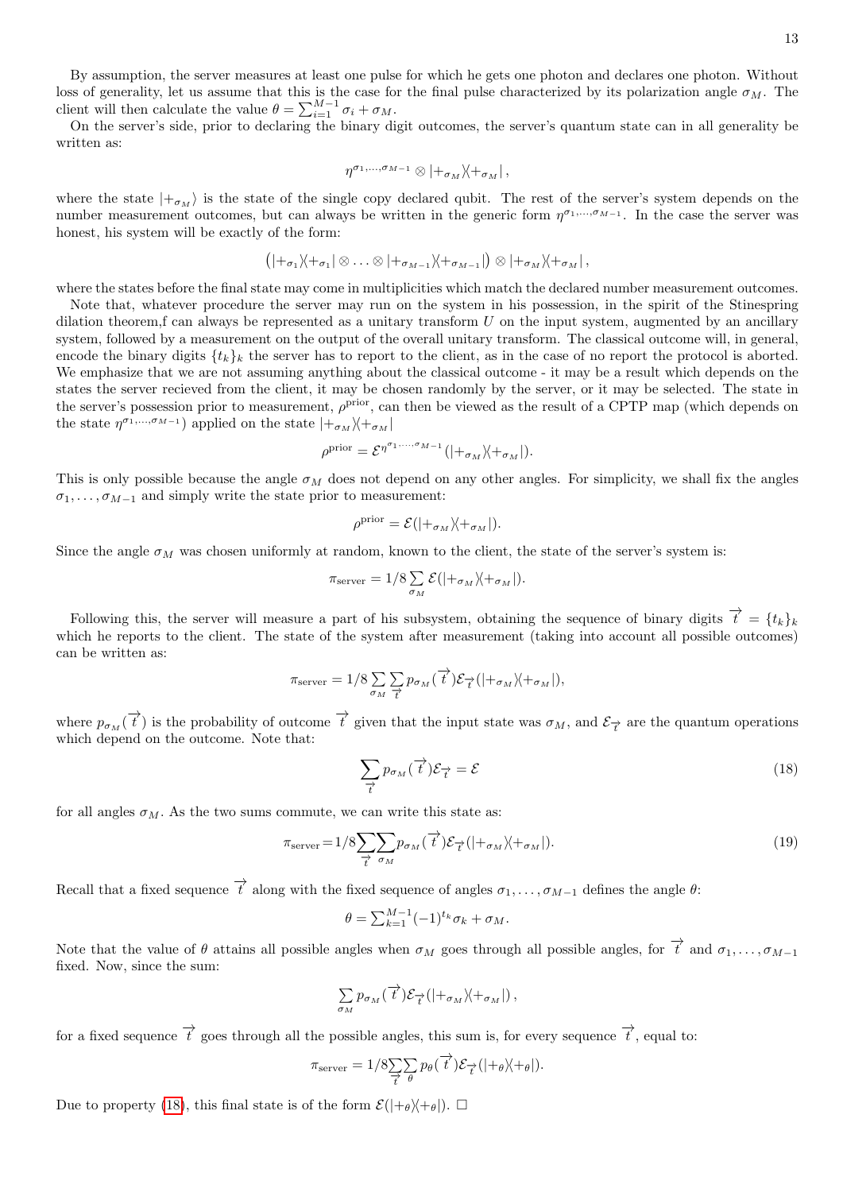By assumption, the server measures at least one pulse for which he gets one photon and declares one photon. Without loss of generality, let us assume that this is the case for the final pulse characterized by its polarization angle $\sigma_M$. The client will then calculate the value $\theta = \sum_{i=1}^{M-1} \sigma_i + \sigma_M$.

On the server's side, prior to declaring the binary digit outcomes, the server's quantum state can in all generality be written as:

$$\eta^{\sigma_1,\ldots,\sigma_{M-1}} \otimes |+_{\sigma_M}\rangle\langle +_{\sigma_M}|,$$

where the state $|+_{\sigma_M}\rangle$ is the state of the single copy declared qubit. The rest of the server's system depends on the number measurement outcomes, but can always be written in the generic form $\eta^{\sigma_1,\ldots,\sigma_{M-1}}$. In the case the server was honest, his system will be exactly of the form:

$$\left(|+_{\sigma_1}\rangle\langle +_{\sigma_1}| \otimes \ldots \otimes |+_{\sigma_{M-1}}\rangle\langle +_{\sigma_{M-1}}|\right) \otimes |+_{\sigma_M}\rangle\langle +_{\sigma_M}|,$$

where the states before the final state may come in multiplicities which match the declared number measurement outcomes.

Note that, whatever procedure the server may run on the system in his possession, in the spirit of the Stinespring dilation theorem,f can always be represented as a unitary transform $U$ on the input system, augmented by an ancillary system, followed by a measurement on the output of the overall unitary transform. The classical outcome will, in general, encode the binary digits $\{t_k\}_k$ the server has to report to the client, as in the case of no report the protocol is aborted. We emphasize that we are not assuming anything about the classical outcome - it may be a result which depends on the states the server recieved from the client, it may be chosen randomly by the server, or it may be selected. The state in the server's possession prior to measurement, $\rho^{\text{prior}}$, can then be viewed as the result of a CPTP map (which depends on the state $\eta^{\sigma_1,\ldots,\sigma_{M-1}}$) applied on the state $|+_{\sigma_M}\rangle\langle +_{\sigma_M}|$

$$\rho^{\text{prior}} = \mathcal{E}^{\eta^{\sigma_1,\ldots,\sigma_{M-1}}}(|+_{\sigma_M}\rangle\langle +_{\sigma_M}|).$$

This is only possible because the angle $\sigma_M$ does not depend on any other angles. For simplicity, we shall fix the angles $\sigma_1, \ldots, \sigma_{M-1}$ and simply write the state prior to measurement:

$$\rho^{\text{prior}} = \mathcal{E}(|+_{\sigma_M}\rangle\langle +_{\sigma_M}|).$$

Since the angle $\sigma_M$ was chosen uniformly at random, known to the client, the state of the server's system is:

$$\pi_{\text{server}} = 1/8 \sum_{\sigma_M} \mathcal{E}(|+_{\sigma_M}\rangle\langle +_{\sigma_M}|).$$

Following this, the server will measure a part of his subsystem, obtaining the sequence of binary digits $\overrightarrow{t} = \{t_k\}_k$ which he reports to the client. The state of the system after measurement (taking into account all possible outcomes) can be written as:

$$\pi_{\text{server}} = 1/8 \sum_{\sigma_M} \sum_{\overrightarrow{t}} p_{\sigma_M}(\overrightarrow{t}) \mathcal{E}_{\overrightarrow{t}}(|+_{\sigma_M}\rangle\langle +_{\sigma_M}|),$$

where $p_{\sigma_M}(\overrightarrow{t})$ is the probability of outcome $\overrightarrow{t}$ given that the input state was $\sigma_M$, and $\mathcal{E}_{\overrightarrow{t}}$ are the quantum operations which depend on the outcome. Note that:

$$\sum_{\overrightarrow{t}} p_{\sigma_M}(\overrightarrow{t}) \mathcal{E}_{\overrightarrow{t}} = \mathcal{E} \tag{18}$$

for all angles $\sigma_M$. As the two sums commute, we can write this state as:

$$\pi_{\text{server}} = 1/8 \sum_{\overrightarrow{t}} \sum_{\sigma_M} p_{\sigma_M}(\overrightarrow{t}) \mathcal{E}_{\overrightarrow{t}}(|+_{\sigma_M}\rangle\langle +_{\sigma_M}|). \tag{19}$$

Recall that a fixed sequence $\overrightarrow{t}$ along with the fixed sequence of angles $\sigma_1, \ldots, \sigma_{M-1}$ defines the angle $\theta$:

$$\theta = \sum_{k=1}^{M-1} (-1)^{t_k} \sigma_k + \sigma_M.$$

Note that the value of $\theta$ attains all possible angles when $\sigma_M$ goes through all possible angles, for $\overrightarrow{t}$ and $\sigma_1, \ldots, \sigma_{M-1}$ fixed. Now, since the sum:

$$\sum_{\sigma_M} p_{\sigma_M}(\overrightarrow{t}) \mathcal{E}_{\overrightarrow{t}}(|+_{\sigma_M}\rangle\langle +_{\sigma_M}|),$$

for a fixed sequence $\overrightarrow{t}$ goes through all the possible angles, this sum is, for every sequence $\overrightarrow{t}$, equal to:

$$\pi_{\text{server}} = 1/8 \sum_{\overrightarrow{t}} \sum_{\theta} p_{\theta}(\overrightarrow{t}) \mathcal{E}_{\overrightarrow{t}}(|+_{\theta}\rangle\langle +_{\theta}|).$$

Due to property (18), this final state is of the form $\mathcal{E}(|+_{\theta}\rangle\langle +_{\theta}|)$. $\square$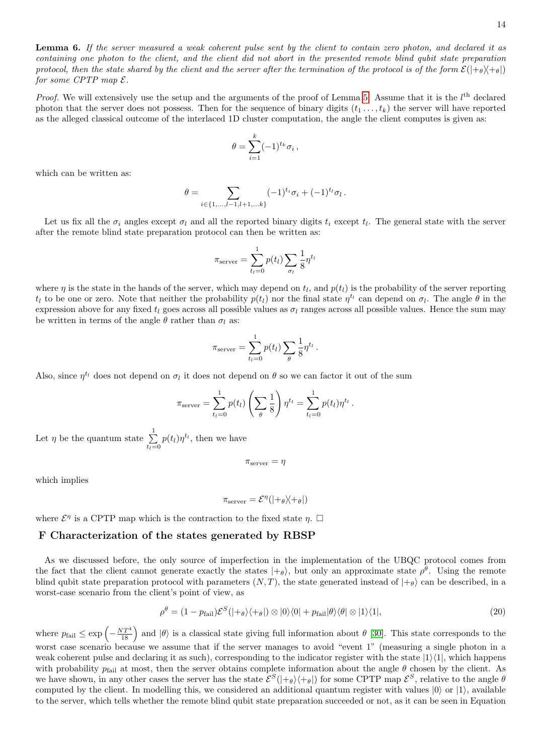**Lemma 6.** *If the server measured a weak coherent pulse sent by the client to contain zero photon, and declared it as containing one photon to the client, and the client did not abort in the presented remote blind qubit state preparation protocol, then the state shared by the client and the server after the termination of the protocol is of the form $\mathcal{E}(|+_\theta\rangle\langle+_\theta|)$ for some CPTP map $\mathcal{E}$.*

*Proof.* We will extensively use the setup and the arguments of the proof of Lemma 5. Assume that it is the $l^{\text{th}}$ declared photon that the server does not possess. Then for the sequence of binary digits $(t_1 \ldots, t_k)$ the server will have reported as the alleged classical outcome of the interlaced 1D cluster computation, the angle the client computes is given as:

$$\theta = \sum_{i=1}^{k} (-1)^{t_k} \sigma_i \,,$$

which can be written as:

$$\theta = \sum_{i \in \{1,\ldots,l-1,l+1,\ldots k\}} (-1)^{t_i} \sigma_i + (-1)^{t_l} \sigma_l \,.$$

Let us fix all the $\sigma_i$ angles except $\sigma_l$ and all the reported binary digits $t_i$ except $t_l$. The general state with the server after the remote blind state preparation protocol can then be written as:

$$\pi_{\text{server}} = \sum_{t_l=0}^{1} p(t_l) \sum_{\sigma_l} \frac{1}{8} \eta^{t_l}$$

where $\eta$ is the state in the hands of the server, which may depend on $t_l$, and $p(t_l)$ is the probability of the server reporting $t_l$ to be one or zero. Note that neither the probability $p(t_l)$ nor the final state $\eta^{t_l}$ can depend on $\sigma_l$. The angle $\theta$ in the expression above for any fixed $t_l$ goes across all possible values as $\sigma_l$ ranges across all possible values. Hence the sum may be written in terms of the angle $\theta$ rather than $\sigma_l$ as:

$$\pi_{\text{server}} = \sum_{t_l=0}^{1} p(t_l) \sum_{\theta} \frac{1}{8} \eta^{t_l} \,.$$

Also, since $\eta^{t_l}$ does not depend on $\sigma_l$ it does not depend on $\theta$ so we can factor it out of the sum

$$\pi_{\text{server}} = \sum_{t_l=0}^{1} p(t_l) \left( \sum_{\theta} \frac{1}{8} \right) \eta^{t_l} = \sum_{t_l=0}^{1} p(t_l) \eta^{t_l} \,.$$

Let $\eta$ be the quantum state $\sum_{t_l=0}^{1} p(t_l)\eta^{t_l}$, then we have

$$\pi_{\text{server}} = \eta$$

which implies

$$\pi_{\text{server}} = \mathcal{E}^{\eta}(|+_\theta\rangle\langle+_\theta|)$$

where $\mathcal{E}^{\eta}$ is a CPTP map which is the contraction to the fixed state $\eta$. □

## F Characterization of the states generated by RBSP

As we discussed before, the only source of imperfection in the implementation of the UBQC protocol comes from the fact that the client cannot generate exactly the states $|+_\theta\rangle$, but only an approximate state $\rho^\theta$. Using the remote blind qubit state preparation protocol with parameters $(N, T)$, the state generated instead of $|+_\theta\rangle$ can be described, in a worst-case scenario from the client's point of view, as

$$\rho^\theta = (1 - p_{\text{fail}})\mathcal{E}^S(|+_\theta\rangle\langle+_\theta|) \otimes |0\rangle\langle 0| + p_{\text{fail}} |\theta\rangle\langle\theta| \otimes |1\rangle\langle 1|, \tag{20}$$

where $p_{\text{fail}} \leq \exp\left(-\frac{NT^4}{18}\right)$ and $|\theta\rangle$ is a classical state giving full information about $\theta$ [30]. This state corresponds to the worst case scenario because we assume that if the server manages to avoid "event 1" (measuring a single photon in a weak coherent pulse and declaring it as such), corresponding to the indicator register with the state $|1\rangle\langle 1|$, which happens with probability $p_{\text{fail}}$ at most, then the server obtains complete information about the angle $\theta$ chosen by the client. As we have shown, in any other cases the server has the state $\mathcal{E}^S(|+_\theta\rangle\langle+_\theta|)$ for some CPTP map $\mathcal{E}^S$, relative to the angle $\theta$ computed by the client. In modelling this, we considered an additional quantum register with values $|0\rangle$ or $|1\rangle$, available to the server, which tells whether the remote blind qubit state preparation succeeded or not, as it can be seen in Equation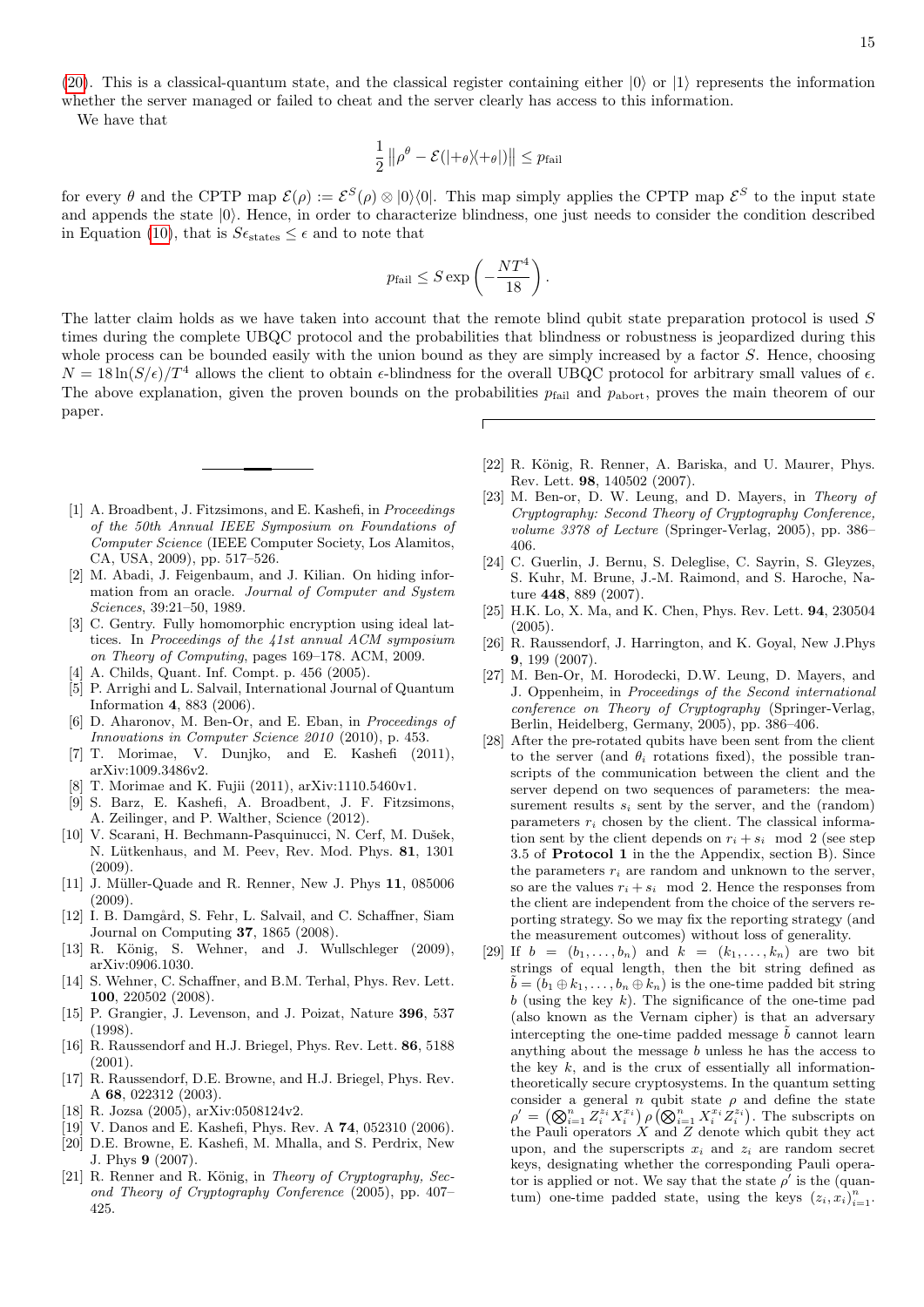(20). This is a classical-quantum state, and the classical register containing either $|0\rangle$ or $|1\rangle$ represents the information whether the server managed or failed to cheat and the server clearly has access to this information.

We have that

$$\frac{1}{2}\left\|\rho^{\theta} - \mathcal{E}(|+_{\theta}\rangle\langle +_{\theta}|)\right\| \leq p_{\text{fail}}$$

for every $\theta$ and the CPTP map $\mathcal{E}(\rho) := \mathcal{E}^{S}(\rho) \otimes |0\rangle\langle 0|$. This map simply applies the CPTP map $\mathcal{E}^{S}$ to the input state and appends the state $|0\rangle$. Hence, in order to characterize blindness, one just needs to consider the condition described in Equation (10), that is $S\epsilon_{\text{states}} \leq \epsilon$ and to note that

$$p_{\text{fail}} \leq S \exp\left(-\frac{NT^4}{18}\right).$$

The latter claim holds as we have taken into account that the remote blind qubit state preparation protocol is used $S$ times during the complete UBQC protocol and the probabilities that blindness or robustness is jeopardized during this whole process can be bounded easily with the union bound as they are simply increased by a factor $S$. Hence, choosing $N = 18\ln(S/\epsilon)/T^4$ allows the client to obtain $\epsilon$-blindness for the overall UBQC protocol for arbitrary small values of $\epsilon$. The above explanation, given the proven bounds on the probabilities $p_{\text{fail}}$ and $p_{\text{abort}}$, proves the main theorem of our paper.

---

[1] A. Broadbent, J. Fitzsimons, and E. Kashefi, in *Proceedings of the 50th Annual IEEE Symposium on Foundations of Computer Science* (IEEE Computer Society, Los Alamitos, CA, USA, 2009), pp. 517–526.

[2] M. Abadi, J. Feigenbaum, and J. Kilian. On hiding information from an oracle. *Journal of Computer and System Sciences*, 39:21–50, 1989.

[3] C. Gentry. Fully homomorphic encryption using ideal lattices. In *Proceedings of the 41st annual ACM symposium on Theory of Computing*, pages 169–178. ACM, 2009.

[4] A. Childs, Quant. Inf. Compt. p. 456 (2005).

[5] P. Arrighi and L. Salvail, International Journal of Quantum Information **4**, 883 (2006).

[6] D. Aharonov, M. Ben-Or, and E. Eban, in *Proceedings of Innovations in Computer Science 2010* (2010), p. 453.

[7] T. Morimae, V. Dunjko, and E. Kashefi (2011), arXiv:1009.3486v2.

[8] T. Morimae and K. Fujii (2011), arXiv:1110.5460v1.

[9] S. Barz, E. Kashefi, A. Broadbent, J. F. Fitzsimons, A. Zeilinger, and P. Walther, Science (2012).

[10] V. Scarani, H. Bechmann-Pasquinucci, N. Cerf, M. Dušek, N. Lütkenhaus, and M. Peev, Rev. Mod. Phys. **81**, 1301 (2009).

[11] J. Müller-Quade and R. Renner, New J. Phys **11**, 085006 (2009).

[12] I. B. Damgård, S. Fehr, L. Salvail, and C. Schaffner, Siam Journal on Computing **37**, 1865 (2008).

[13] R. König, S. Wehner, and J. Wullschleger (2009), arXiv:0906.1030.

[14] S. Wehner, C. Schaffner, and B.M. Terhal, Phys. Lett. **100**, 220502 (2008).

[15] P. Grangier, J. Levenson, and J. Poizat, Nature **396**, 537 (1998).

[16] R. Raussendorf and H.J. Briegel, Phys. Rev. Lett. **86**, 5188 (2001).

[17] R. Raussendorf, D.E. Browne, and H.J. Briegel, Phys. Rev. A **68**, 022312 (2003).

[18] R. Jozsa (2005), arXiv:0508124v2.

[19] V. Danos and E. Kashefi, Phys. Rev. A **74**, 052310 (2006).

[20] D.E. Browne, E. Kashefi, M. Mhalla, and S. Perdrix, New J. Phys **9** (2007).

[21] R. Renner and R. König, in *Theory of Cryptography, Second Theory of Cryptography Conference* (2005), pp. 407–425.

[22] R. König, R. Renner, A. Bariska, and U. Maurer, Phys. Rev. Lett. **98**, 140502 (2007).

[23] M. Ben-or, D. W. Leung, and D. Mayers, in *Theory of Cryptography: Second Theory of Cryptography Conference, volume 3378 of Lecture* (Springer-Verlag, 2005), pp. 386–406.

[24] C. Guerlin, J. Bernu, S. Deleglise, C. Sayrin, S. Gleyzes, S. Kuhr, M. Brune, J.-M. Raimond, and S. Haroche, Nature **448**, 889 (2007).

[25] H.K. Lo, X. Ma, and K. Chen, Phys. Rev. Lett. **94**, 230504 (2005).

[26] R. Raussendorf, J. Harrington, and K. Goyal, New J.Phys **9**, 199 (2007).

[27] M. Ben-Or, M. Horodecki, D.W. Leung, D. Mayers, and J. Oppenheim, in *Proceedings of the Second international conference on Theory of Cryptography* (Springer-Verlag, Berlin, Heidelberg, Germany, 2005), pp. 386–406.

[28] After the pre-rotated qubits have been sent from the client to the server (and $\theta_i$ rotations fixed), the possible transcripts of the communication between the client and the server depend on two sequences of parameters: the measurement results $s_i$ sent by the server, and the (random) parameters $r_i$ chosen by the client. The classical information sent by the client depends on $r_i + s_i \mod 2$ (see step 3.5 of **Protocol 1** in the the Appendix, section B). Since the parameters $r_i$ are random and unknown to the server, so are the values $r_i + s_i \mod 2$. Hence the responses from the client are independent from the choice of the servers reporting strategy. So we may fix the reporting strategy (and the measurement outcomes) without loss of generality.

[29] If $b = (b_1, \ldots, b_n)$ and $k = (k_1, \ldots, k_n)$ are two bit strings of equal length, then the bit string defined as $\tilde{b} = (b_1 \oplus k_1, \ldots, b_n \oplus k_n)$ is the one-time padded bit string $b$ (using the key $k$). The significance of the one-time pad (also known as the Vernam cipher) is that an adversary intercepting the one-time padded message $\tilde{b}$ cannot learn anything about the message $b$ unless he has the access to the key $k$, and is the crux of essentially all information-theoretically secure cryptosystems. In the quantum setting consider a general $n$ qubit state $\rho$ and define the state $\rho' = \left(\bigotimes_{i=1}^{n} Z_i^{z_i} X_i^{x_i}\right) \rho \left(\bigotimes_{i=1}^{n} X_i^{x_i} Z_i^{z_i}\right)$. The subscripts on the Pauli operators $X$ and $Z$ denote which qubit they act upon, and the superscripts $x_i$ and $z_i$ are random secret keys, designating whether the corresponding Pauli operator is applied or not. We say that the state $\rho'$ is the (quantum) one-time padded state, using the keys $(z_i, x_i)_{i=1}^{n}$.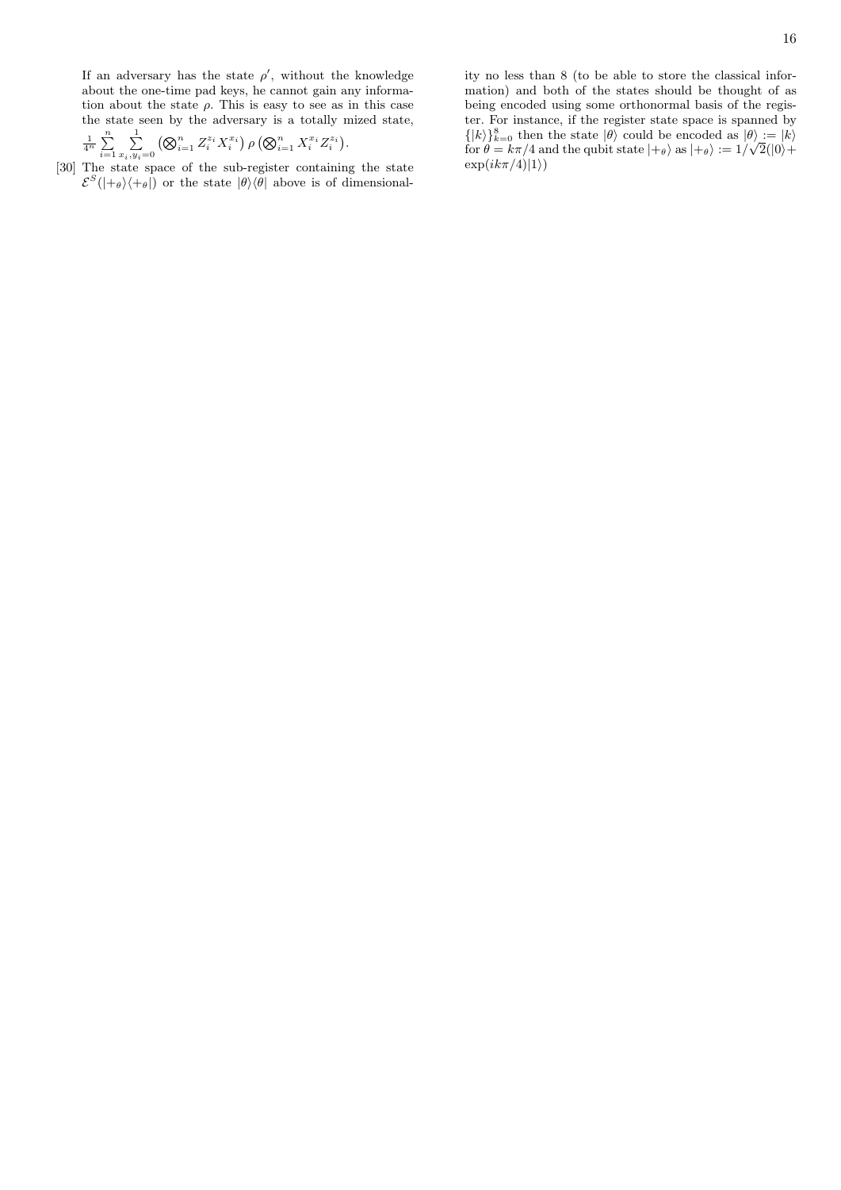If an adversary has the state $\rho'$, without the knowledge about the one-time pad keys, he cannot gain any information about the state $\rho$. This is easy to see as in this case the state seen by the adversary is a totally mized state, $\frac{1}{4^n}\sum_{i=1}^{n}\sum_{x_i,y_i=0}^{1}\left(\bigotimes_{i=1}^{n} Z_i^{z_i}X_i^{x_i}\right)\rho\left(\bigotimes_{i=1}^{n} X_i^{x_i}Z_i^{z_i}\right)$.

[30] The state space of the sub-register containing the state $\mathcal{E}^S(|+_\theta\rangle\langle+_\theta|)$ or the state $|\theta\rangle\langle\theta|$ above is of dimensionality no less than 8 (to be able to store the classical information) and both of the states should be thought of as being encoded using some orthonormal basis of the register. For instance, if the register state space is spanned by $\{|k\rangle\}_{k=0}^{8}$ then the state $|\theta\rangle$ could be encoded as $|\theta\rangle := |k\rangle$ for $\theta = k\pi/4$ and the qubit state $|+_\theta\rangle$ as $|+_\theta\rangle := 1/\sqrt{2}(|0\rangle + \exp(ik\pi/4)|1\rangle)$